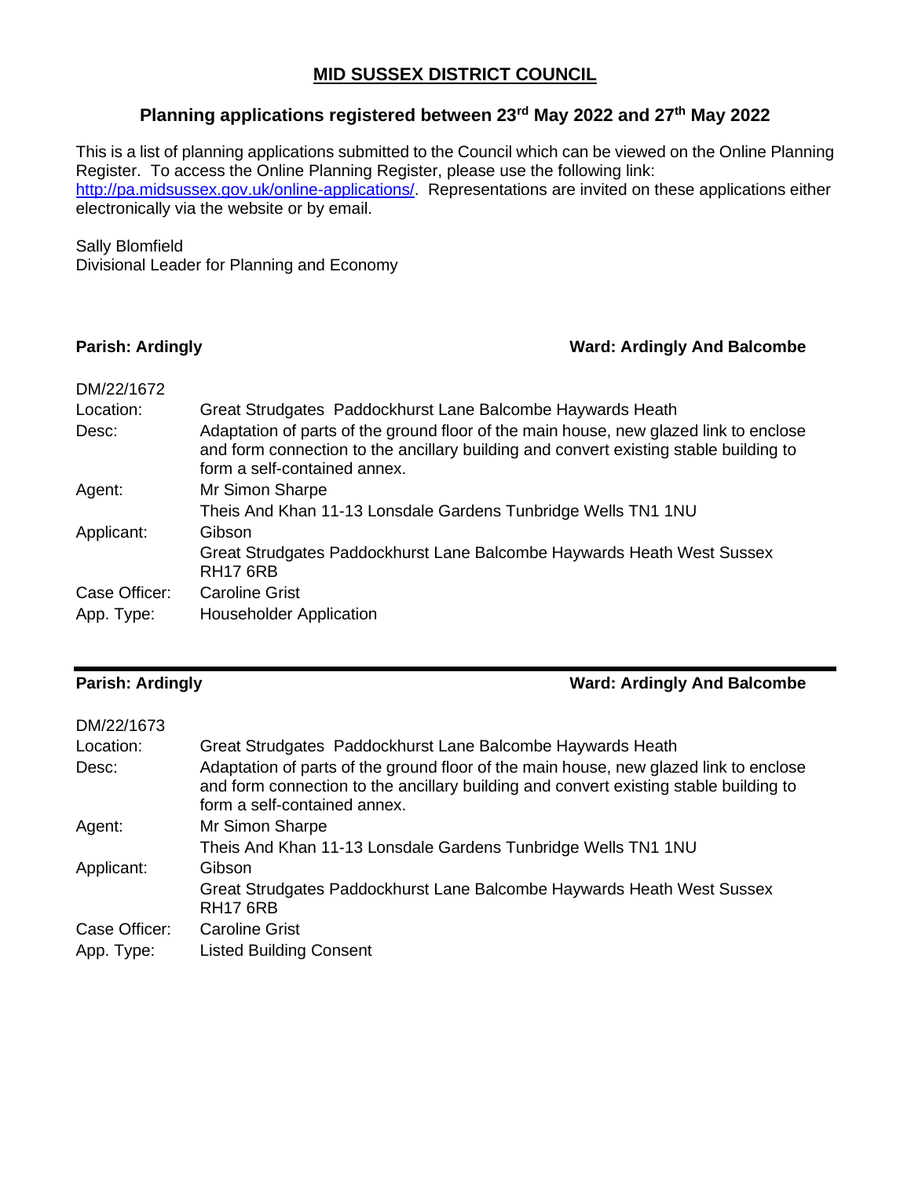# MID SUSSEX DISTRICT COUNCIL

## Planning applications registered between 23rd May 2022 and 27th May 2022

This is a list of planning applications submitted to the Council which can be viewed on the Online Planning Register. To access the Online Planning Register, please use the following link: http://pa.midsussex.gov.uk/online-applications/. Representations are invited on these applications either electronically via the website or by email.

Sally Blomfield
Divisional Leader for Planning and Economy

**Parish: Ardingly** **Ward: Ardingly And Balcombe**

DM/22/1672

| | |
|---|---|
| Location: | Great Strudgates Paddockhurst Lane Balcombe Haywards Heath |
| Desc: | Adaptation of parts of the ground floor of the main house, new glazed link to enclose and form connection to the ancillary building and convert existing stable building to form a self-contained annex. |
| Agent: | Mr Simon Sharpe<br>Theis And Khan 11-13 Lonsdale Gardens Tunbridge Wells TN1 1NU |
| Applicant: | Gibson<br>Great Strudgates Paddockhurst Lane Balcombe Haywards Heath West Sussex RH17 6RB |
| Case Officer: | Caroline Grist |
| App. Type: | Householder Application |

---

**Parish: Ardingly** **Ward: Ardingly And Balcombe**

DM/22/1673

| | |
|---|---|
| Location: | Great Strudgates Paddockhurst Lane Balcombe Haywards Heath |
| Desc: | Adaptation of parts of the ground floor of the main house, new glazed link to enclose and form connection to the ancillary building and convert existing stable building to form a self-contained annex. |
| Agent: | Mr Simon Sharpe<br>Theis And Khan 11-13 Lonsdale Gardens Tunbridge Wells TN1 1NU |
| Applicant: | Gibson<br>Great Strudgates Paddockhurst Lane Balcombe Haywards Heath West Sussex RH17 6RB |
| Case Officer: | Caroline Grist |
| App. Type: | Listed Building Consent |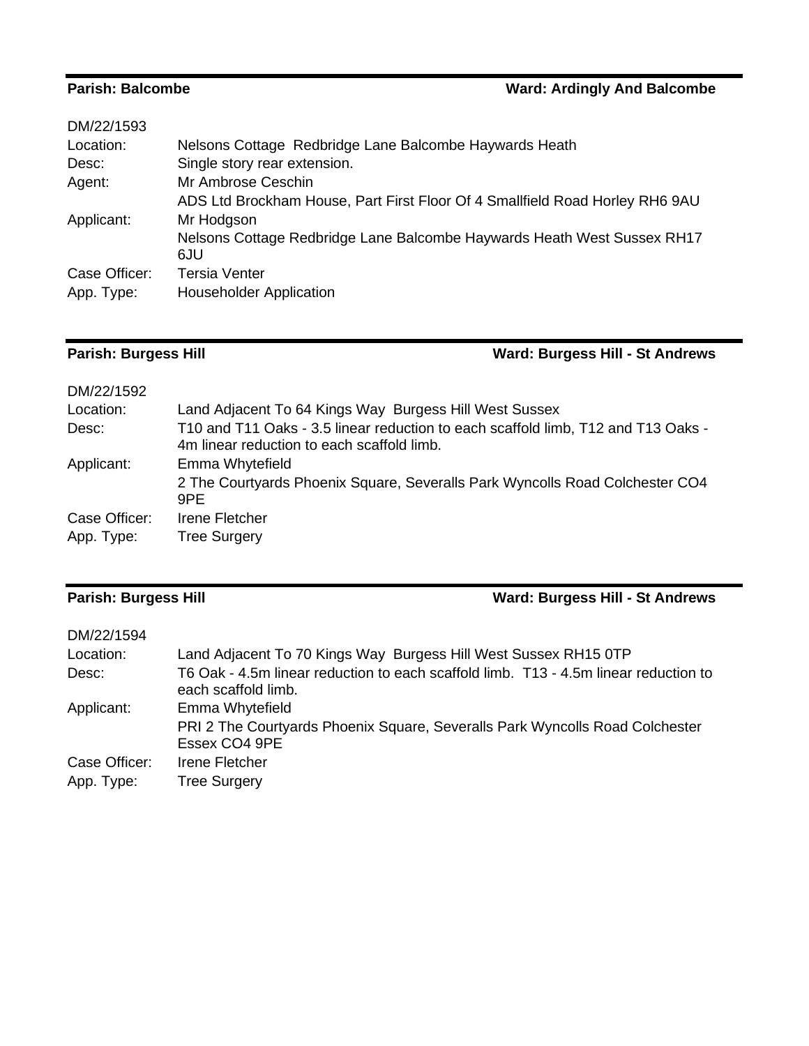**Parish: Balcombe** **Ward: Ardingly And Balcombe**

DM/22/1593

| | |
|---|---|
| Location: | Nelsons Cottage  Redbridge Lane Balcombe Haywards Heath |
| Desc: | Single story rear extension. |
| Agent: | Mr Ambrose Ceschin<br>ADS Ltd Brockham House, Part First Floor Of 4 Smallfield Road Horley RH6 9AU |
| Applicant: | Mr Hodgson<br>Nelsons Cottage Redbridge Lane Balcombe Haywards Heath West Sussex RH17 6JU |
| Case Officer: | Tersia Venter |
| App. Type: | Householder Application |

**Parish: Burgess Hill** **Ward: Burgess Hill - St Andrews**

DM/22/1592

| | |
|---|---|
| Location: | Land Adjacent To 64 Kings Way  Burgess Hill West Sussex |
| Desc: | T10 and T11 Oaks - 3.5 linear reduction to each scaffold limb, T12 and T13 Oaks - 4m linear reduction to each scaffold limb. |
| Applicant: | Emma Whytefield<br>2 The Courtyards Phoenix Square, Severalls Park Wyncolls Road Colchester CO4 9PE |
| Case Officer: | Irene Fletcher |
| App. Type: | Tree Surgery |

**Parish: Burgess Hill** **Ward: Burgess Hill - St Andrews**

DM/22/1594

| | |
|---|---|
| Location: | Land Adjacent To 70 Kings Way  Burgess Hill West Sussex RH15 0TP |
| Desc: | T6 Oak - 4.5m linear reduction to each scaffold limb.  T13 - 4.5m linear reduction to each scaffold limb. |
| Applicant: | Emma Whytefield<br>PRI 2 The Courtyards Phoenix Square, Severalls Park Wyncolls Road Colchester Essex CO4 9PE |
| Case Officer: | Irene Fletcher |
| App. Type: | Tree Surgery |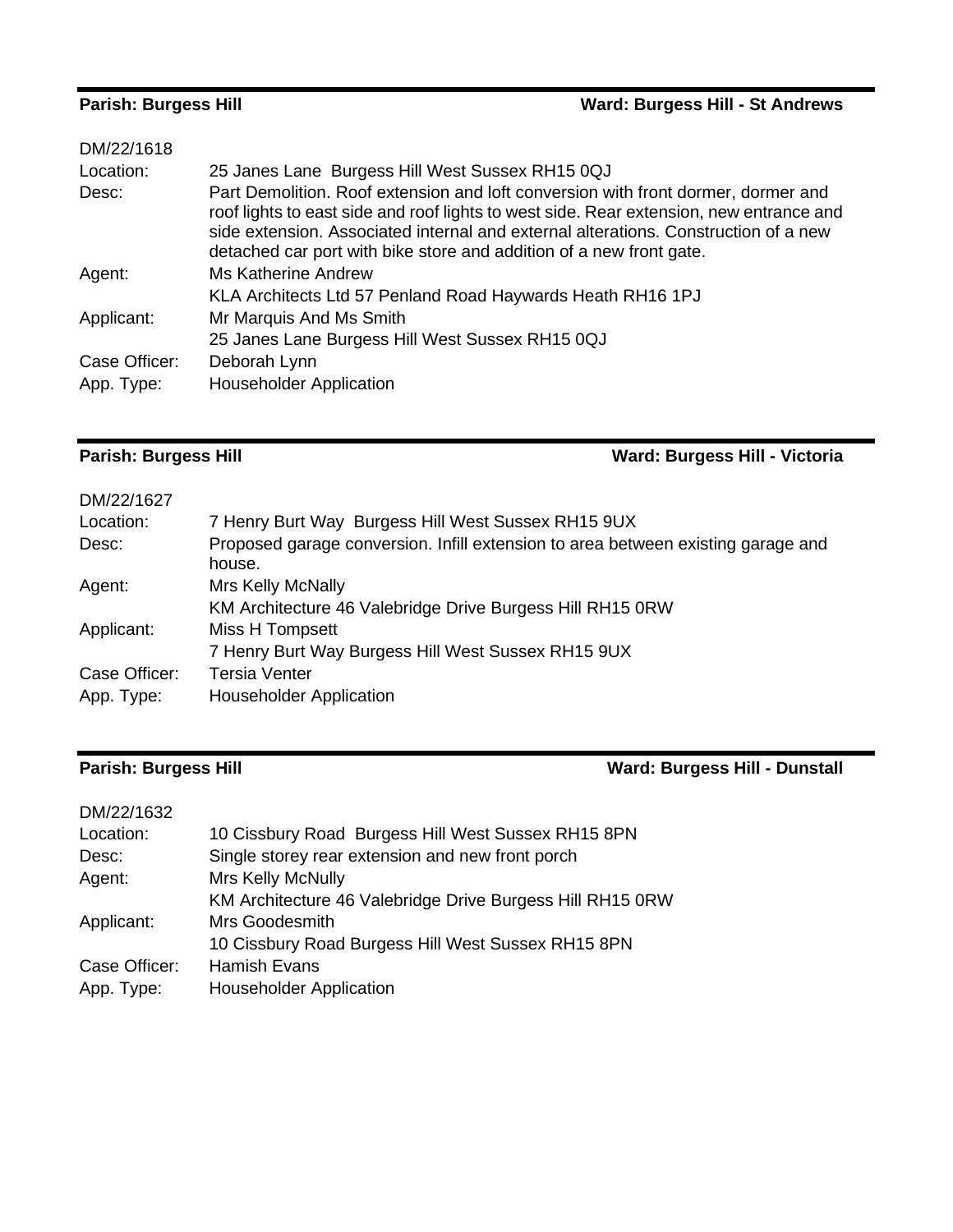---

**Parish: Burgess Hill** **Ward: Burgess Hill - St Andrews**

DM/22/1618

| | |
|---|---|
| Location: | 25 Janes Lane Burgess Hill West Sussex RH15 0QJ |
| Desc: | Part Demolition. Roof extension and loft conversion with front dormer, dormer and roof lights to east side and roof lights to west side. Rear extension, new entrance and side extension. Associated internal and external alterations. Construction of a new detached car port with bike store and addition of a new front gate. |
| Agent: | Ms Katherine Andrew<br>KLA Architects Ltd 57 Penland Road Haywards Heath RH16 1PJ |
| Applicant: | Mr Marquis And Ms Smith<br>25 Janes Lane Burgess Hill West Sussex RH15 0QJ |
| Case Officer: | Deborah Lynn |
| App. Type: | Householder Application |

---

**Parish: Burgess Hill** **Ward: Burgess Hill - Victoria**

DM/22/1627

| | |
|---|---|
| Location: | 7 Henry Burt Way Burgess Hill West Sussex RH15 9UX |
| Desc: | Proposed garage conversion. Infill extension to area between existing garage and house. |
| Agent: | Mrs Kelly McNally<br>KM Architecture 46 Valebridge Drive Burgess Hill RH15 0RW |
| Applicant: | Miss H Tompsett<br>7 Henry Burt Way Burgess Hill West Sussex RH15 9UX |
| Case Officer: | Tersia Venter |
| App. Type: | Householder Application |

---

**Parish: Burgess Hill** **Ward: Burgess Hill - Dunstall**

DM/22/1632

| | |
|---|---|
| Location: | 10 Cissbury Road Burgess Hill West Sussex RH15 8PN |
| Desc: | Single storey rear extension and new front porch |
| Agent: | Mrs Kelly McNully<br>KM Architecture 46 Valebridge Drive Burgess Hill RH15 0RW |
| Applicant: | Mrs Goodesmith<br>10 Cissbury Road Burgess Hill West Sussex RH15 8PN |
| Case Officer: | Hamish Evans |
| App. Type: | Householder Application |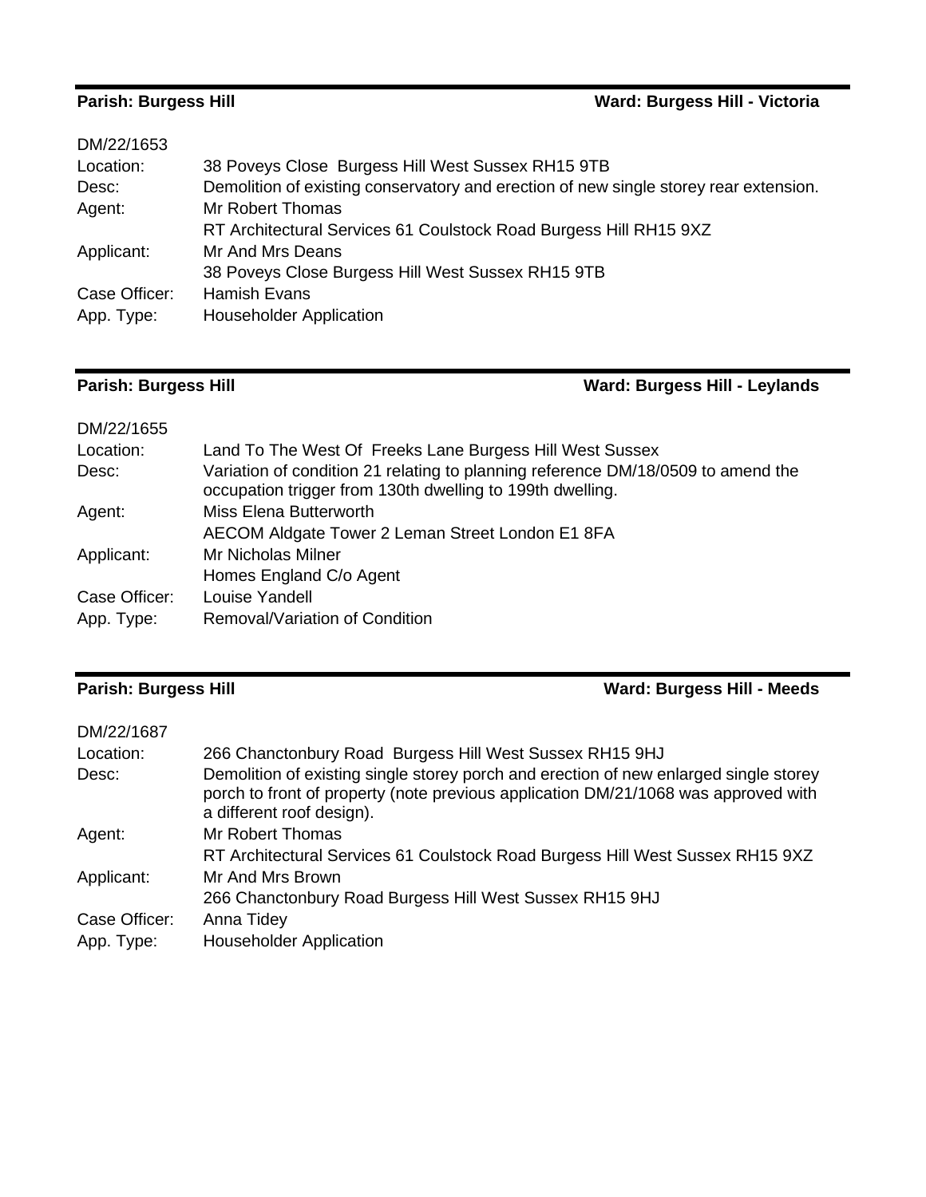**Parish: Burgess Hill** **Ward: Burgess Hill - Victoria**

DM/22/1653

| | |
|---|---|
| Location: | 38 Poveys Close Burgess Hill West Sussex RH15 9TB |
| Desc: | Demolition of existing conservatory and erection of new single storey rear extension. |
| Agent: | Mr Robert Thomas<br>RT Architectural Services 61 Coulstock Road Burgess Hill RH15 9XZ |
| Applicant: | Mr And Mrs Deans<br>38 Poveys Close Burgess Hill West Sussex RH15 9TB |
| Case Officer: | Hamish Evans |
| App. Type: | Householder Application |

**Parish: Burgess Hill** **Ward: Burgess Hill - Leylands**

DM/22/1655

| | |
|---|---|
| Location: | Land To The West Of Freeks Lane Burgess Hill West Sussex |
| Desc: | Variation of condition 21 relating to planning reference DM/18/0509 to amend the occupation trigger from 130th dwelling to 199th dwelling. |
| Agent: | Miss Elena Butterworth<br>AECOM Aldgate Tower 2 Leman Street London E1 8FA |
| Applicant: | Mr Nicholas Milner<br>Homes England C/o Agent |
| Case Officer: | Louise Yandell |
| App. Type: | Removal/Variation of Condition |

**Parish: Burgess Hill** **Ward: Burgess Hill - Meeds**

DM/22/1687

| | |
|---|---|
| Location: | 266 Chanctonbury Road Burgess Hill West Sussex RH15 9HJ |
| Desc: | Demolition of existing single storey porch and erection of new enlarged single storey porch to front of property (note previous application DM/21/1068 was approved with a different roof design). |
| Agent: | Mr Robert Thomas<br>RT Architectural Services 61 Coulstock Road Burgess Hill West Sussex RH15 9XZ |
| Applicant: | Mr And Mrs Brown<br>266 Chanctonbury Road Burgess Hill West Sussex RH15 9HJ |
| Case Officer: | Anna Tidey |
| App. Type: | Householder Application |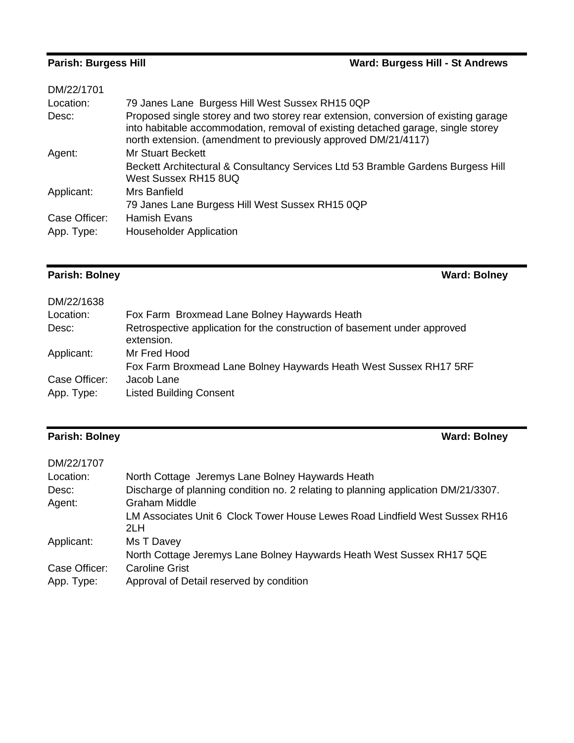**Parish: Burgess Hill** **Ward: Burgess Hill - St Andrews**

DM/22/1701

| | |
|---|---|
| Location: | 79 Janes Lane Burgess Hill West Sussex RH15 0QP |
| Desc: | Proposed single storey and two storey rear extension, conversion of existing garage into habitable accommodation, removal of existing detached garage, single storey north extension. (amendment to previously approved DM/21/4117) |
| Agent: | Mr Stuart Beckett |
| | Beckett Architectural & Consultancy Services Ltd 53 Bramble Gardens Burgess Hill West Sussex RH15 8UQ |
| Applicant: | Mrs Banfield |
| | 79 Janes Lane Burgess Hill West Sussex RH15 0QP |
| Case Officer: | Hamish Evans |
| App. Type: | Householder Application |

---

**Parish: Bolney** **Ward: Bolney**

DM/22/1638

| | |
|---|---|
| Location: | Fox Farm Broxmead Lane Bolney Haywards Heath |
| Desc: | Retrospective application for the construction of basement under approved extension. |
| Applicant: | Mr Fred Hood |
| | Fox Farm Broxmead Lane Bolney Haywards Heath West Sussex RH17 5RF |
| Case Officer: | Jacob Lane |
| App. Type: | Listed Building Consent |

---

**Parish: Bolney** **Ward: Bolney**

DM/22/1707

| | |
|---|---|
| Location: | North Cottage Jeremys Lane Bolney Haywards Heath |
| Desc: | Discharge of planning condition no. 2 relating to planning application DM/21/3307. |
| Agent: | Graham Middle |
| | LM Associates Unit 6 Clock Tower House Lewes Road Lindfield West Sussex RH16 2LH |
| Applicant: | Ms T Davey |
| | North Cottage Jeremys Lane Bolney Haywards Heath West Sussex RH17 5QE |
| Case Officer: | Caroline Grist |
| App. Type: | Approval of Detail reserved by condition |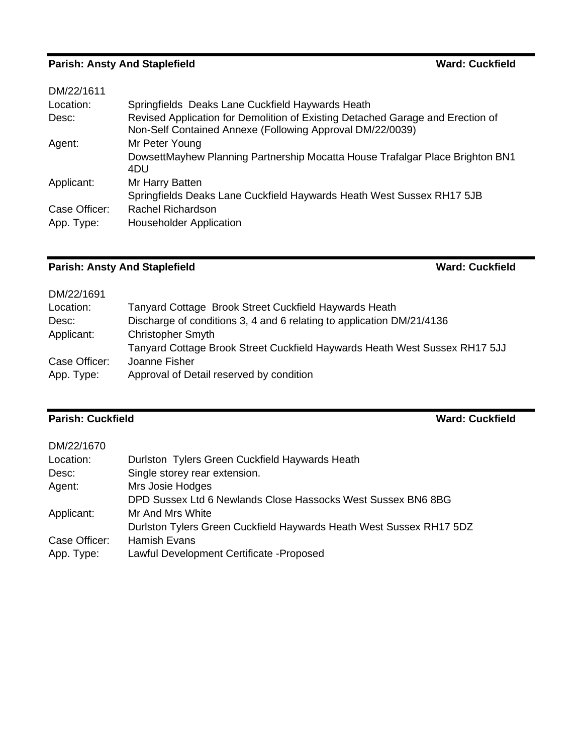**Parish: Ansty And Staplefield** **Ward: Cuckfield**

DM/22/1611

| | |
|---|---|
| Location: | Springfields Deaks Lane Cuckfield Haywards Heath |
| Desc: | Revised Application for Demolition of Existing Detached Garage and Erection of Non-Self Contained Annexe (Following Approval DM/22/0039) |
| Agent: | Mr Peter Young |
| | DowsettMayhew Planning Partnership Mocatta House Trafalgar Place Brighton BN1 4DU |
| Applicant: | Mr Harry Batten |
| | Springfields Deaks Lane Cuckfield Haywards Heath West Sussex RH17 5JB |
| Case Officer: | Rachel Richardson |
| App. Type: | Householder Application |

**Parish: Ansty And Staplefield** **Ward: Cuckfield**

DM/22/1691

| | |
|---|---|
| Location: | Tanyard Cottage Brook Street Cuckfield Haywards Heath |
| Desc: | Discharge of conditions 3, 4 and 6 relating to application DM/21/4136 |
| Applicant: | Christopher Smyth |
| | Tanyard Cottage Brook Street Cuckfield Haywards Heath West Sussex RH17 5JJ |
| Case Officer: | Joanne Fisher |
| App. Type: | Approval of Detail reserved by condition |

**Parish: Cuckfield** **Ward: Cuckfield**

DM/22/1670

| | |
|---|---|
| Location: | Durlston Tylers Green Cuckfield Haywards Heath |
| Desc: | Single storey rear extension. |
| Agent: | Mrs Josie Hodges |
| | DPD Sussex Ltd 6 Newlands Close Hassocks West Sussex BN6 8BG |
| Applicant: | Mr And Mrs White |
| | Durlston Tylers Green Cuckfield Haywards Heath West Sussex RH17 5DZ |
| Case Officer: | Hamish Evans |
| App. Type: | Lawful Development Certificate -Proposed |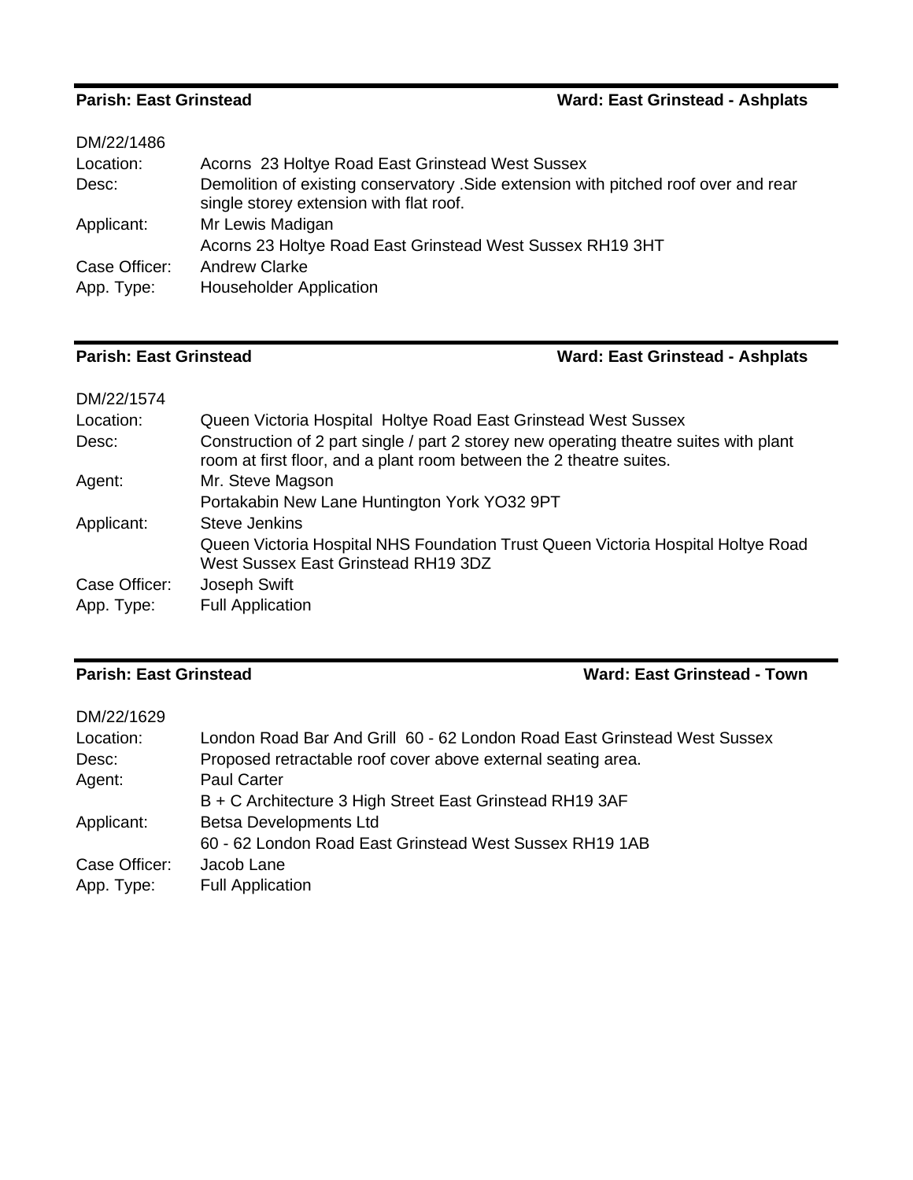**Parish: East Grinstead** **Ward: East Grinstead - Ashplats**

DM/22/1486

| | |
|---|---|
| Location: | Acorns 23 Holtye Road East Grinstead West Sussex |
| Desc: | Demolition of existing conservatory .Side extension with pitched roof over and rear single storey extension with flat roof. |
| Applicant: | Mr Lewis Madigan<br>Acorns 23 Holtye Road East Grinstead West Sussex RH19 3HT |
| Case Officer: | Andrew Clarke |
| App. Type: | Householder Application |

**Parish: East Grinstead** **Ward: East Grinstead - Ashplats**

DM/22/1574

| | |
|---|---|
| Location: | Queen Victoria Hospital Holtye Road East Grinstead West Sussex |
| Desc: | Construction of 2 part single / part 2 storey new operating theatre suites with plant room at first floor, and a plant room between the 2 theatre suites. |
| Agent: | Mr. Steve Magson<br>Portakabin New Lane Huntington York YO32 9PT |
| Applicant: | Steve Jenkins<br>Queen Victoria Hospital NHS Foundation Trust Queen Victoria Hospital Holtye Road West Sussex East Grinstead RH19 3DZ |
| Case Officer: | Joseph Swift |
| App. Type: | Full Application |

**Parish: East Grinstead** **Ward: East Grinstead - Town**

DM/22/1629

| | |
|---|---|
| Location: | London Road Bar And Grill 60 - 62 London Road East Grinstead West Sussex |
| Desc: | Proposed retractable roof cover above external seating area. |
| Agent: | Paul Carter<br>B + C Architecture 3 High Street East Grinstead RH19 3AF |
| Applicant: | Betsa Developments Ltd<br>60 - 62 London Road East Grinstead West Sussex RH19 1AB |
| Case Officer: | Jacob Lane |
| App. Type: | Full Application |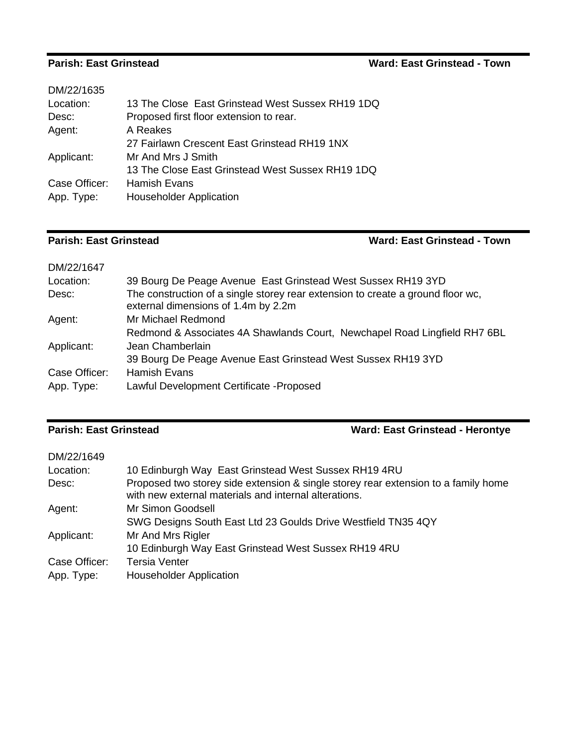**Parish: East Grinstead** **Ward: East Grinstead - Town**

DM/22/1635

| | |
|---|---|
| Location: | 13 The Close East Grinstead West Sussex RH19 1DQ |
| Desc: | Proposed first floor extension to rear. |
| Agent: | A Reakes<br>27 Fairlawn Crescent East Grinstead RH19 1NX |
| Applicant: | Mr And Mrs J Smith<br>13 The Close East Grinstead West Sussex RH19 1DQ |
| Case Officer: | Hamish Evans |
| App. Type: | Householder Application |

**Parish: East Grinstead** **Ward: East Grinstead - Town**

DM/22/1647

| | |
|---|---|
| Location: | 39 Bourg De Peage Avenue East Grinstead West Sussex RH19 3YD |
| Desc: | The construction of a single storey rear extension to create a ground floor wc, external dimensions of 1.4m by 2.2m |
| Agent: | Mr Michael Redmond<br>Redmond & Associates 4A Shawlands Court, Newchapel Road Lingfield RH7 6BL |
| Applicant: | Jean Chamberlain<br>39 Bourg De Peage Avenue East Grinstead West Sussex RH19 3YD |
| Case Officer: | Hamish Evans |
| App. Type: | Lawful Development Certificate -Proposed |

**Parish: East Grinstead** **Ward: East Grinstead - Herontye**

DM/22/1649

| | |
|---|---|
| Location: | 10 Edinburgh Way East Grinstead West Sussex RH19 4RU |
| Desc: | Proposed two storey side extension & single storey rear extension to a family home with new external materials and internal alterations. |
| Agent: | Mr Simon Goodsell<br>SWG Designs South East Ltd 23 Goulds Drive Westfield TN35 4QY |
| Applicant: | Mr And Mrs Rigler<br>10 Edinburgh Way East Grinstead West Sussex RH19 4RU |
| Case Officer: | Tersia Venter |
| App. Type: | Householder Application |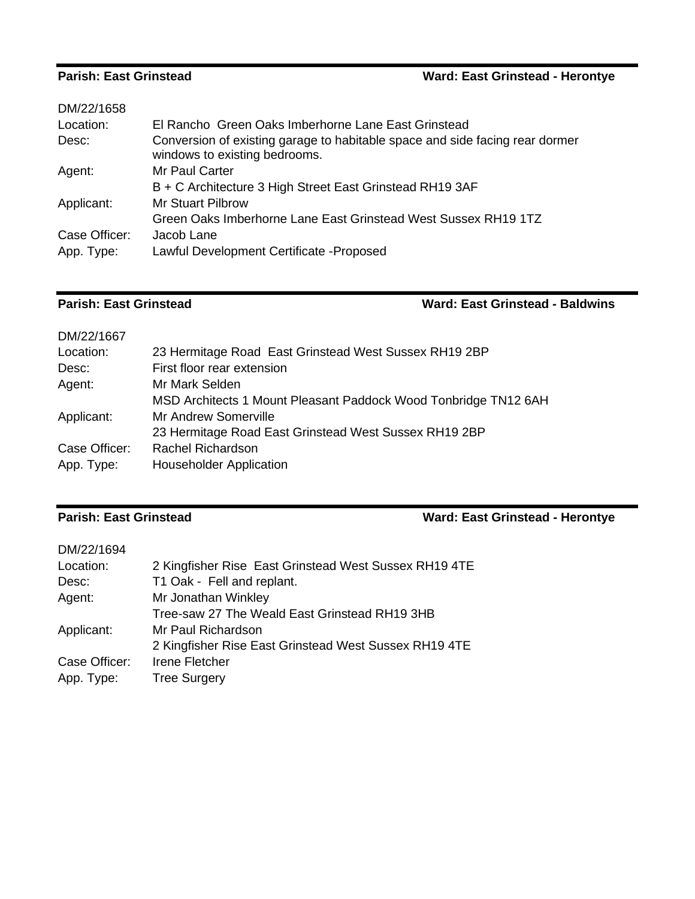**Parish: East Grinstead** **Ward: East Grinstead - Herontye**

DM/22/1658

| | |
|---|---|
| Location: | El Rancho  Green Oaks Imberhorne Lane East Grinstead |
| Desc: | Conversion of existing garage to habitable space and side facing rear dormer windows to existing bedrooms. |
| Agent: | Mr Paul Carter<br>B + C Architecture 3 High Street East Grinstead RH19 3AF |
| Applicant: | Mr Stuart Pilbrow<br>Green Oaks Imberhorne Lane East Grinstead West Sussex RH19 1TZ |
| Case Officer: | Jacob Lane |
| App. Type: | Lawful Development Certificate -Proposed |

**Parish: East Grinstead** **Ward: East Grinstead - Baldwins**

DM/22/1667

| | |
|---|---|
| Location: | 23 Hermitage Road  East Grinstead West Sussex RH19 2BP |
| Desc: | First floor rear extension |
| Agent: | Mr Mark Selden<br>MSD Architects 1 Mount Pleasant Paddock Wood Tonbridge TN12 6AH |
| Applicant: | Mr Andrew Somerville<br>23 Hermitage Road East Grinstead West Sussex RH19 2BP |
| Case Officer: | Rachel Richardson |
| App. Type: | Householder Application |

**Parish: East Grinstead** **Ward: East Grinstead - Herontye**

DM/22/1694

| | |
|---|---|
| Location: | 2 Kingfisher Rise  East Grinstead West Sussex RH19 4TE |
| Desc: | T1 Oak -  Fell and replant. |
| Agent: | Mr Jonathan Winkley<br>Tree-saw 27 The Weald East Grinstead RH19 3HB |
| Applicant: | Mr Paul Richardson<br>2 Kingfisher Rise East Grinstead West Sussex RH19 4TE |
| Case Officer: | Irene Fletcher |
| App. Type: | Tree Surgery |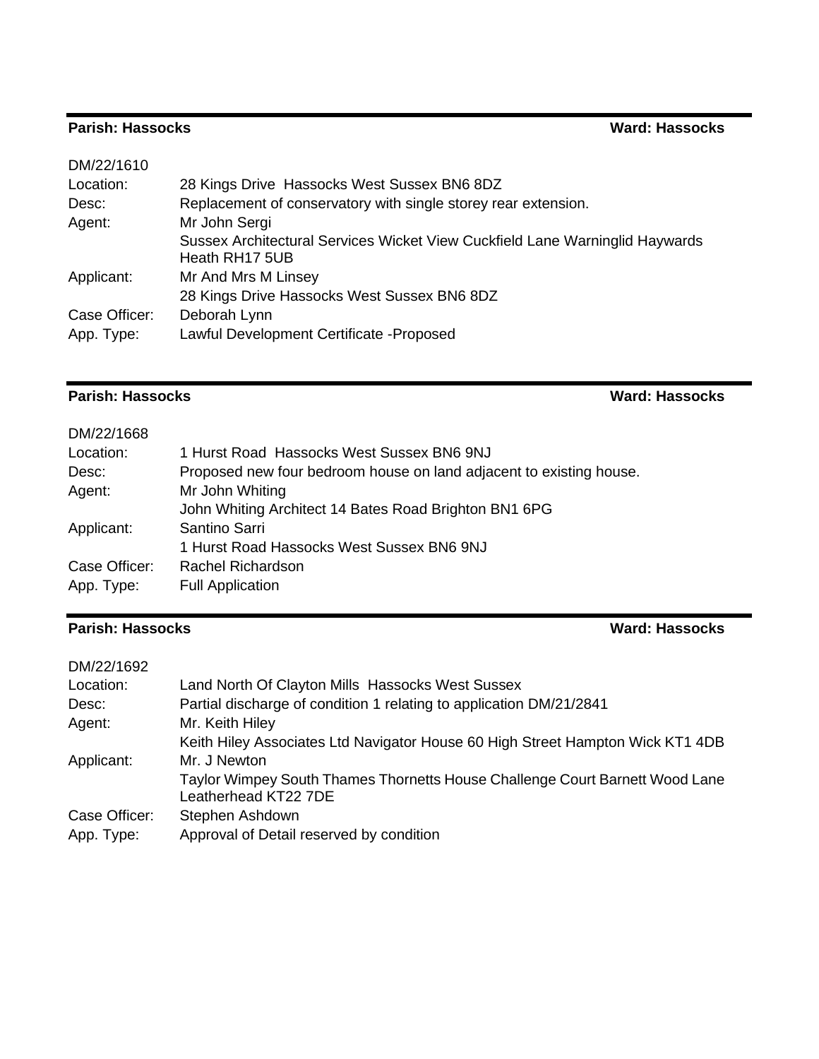**Parish: Hassocks** **Ward: Hassocks**

DM/22/1610

| | |
|---|---|
| Location: | 28 Kings Drive Hassocks West Sussex BN6 8DZ |
| Desc: | Replacement of conservatory with single storey rear extension. |
| Agent: | Mr John Sergi |
| | Sussex Architectural Services Wicket View Cuckfield Lane Warninglid Haywards Heath RH17 5UB |
| Applicant: | Mr And Mrs M Linsey |
| | 28 Kings Drive Hassocks West Sussex BN6 8DZ |
| Case Officer: | Deborah Lynn |
| App. Type: | Lawful Development Certificate -Proposed |

**Parish: Hassocks** **Ward: Hassocks**

DM/22/1668

| | |
|---|---|
| Location: | 1 Hurst Road Hassocks West Sussex BN6 9NJ |
| Desc: | Proposed new four bedroom house on land adjacent to existing house. |
| Agent: | Mr John Whiting |
| | John Whiting Architect 14 Bates Road Brighton BN1 6PG |
| Applicant: | Santino Sarri |
| | 1 Hurst Road Hassocks West Sussex BN6 9NJ |
| Case Officer: | Rachel Richardson |
| App. Type: | Full Application |

**Parish: Hassocks** **Ward: Hassocks**

DM/22/1692

| | |
|---|---|
| Location: | Land North Of Clayton Mills Hassocks West Sussex |
| Desc: | Partial discharge of condition 1 relating to application DM/21/2841 |
| Agent: | Mr. Keith Hiley |
| | Keith Hiley Associates Ltd Navigator House 60 High Street Hampton Wick KT1 4DB |
| Applicant: | Mr. J Newton |
| | Taylor Wimpey South Thames Thornetts House Challenge Court Barnett Wood Lane Leatherhead KT22 7DE |
| Case Officer: | Stephen Ashdown |
| App. Type: | Approval of Detail reserved by condition |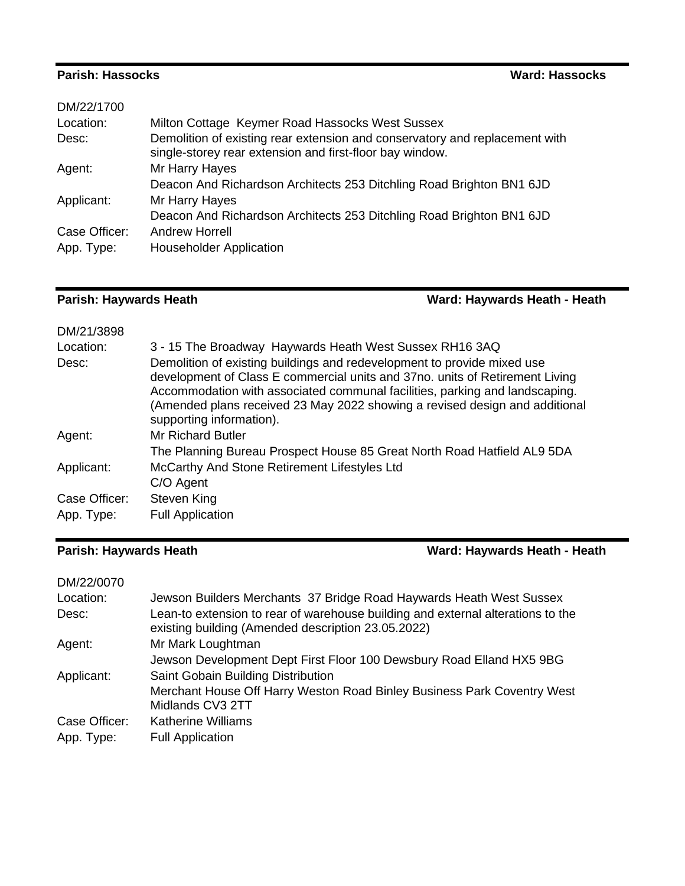**Parish: Hassocks** **Ward: Hassocks**

DM/22/1700

| | |
|---|---|
| Location: | Milton Cottage Keymer Road Hassocks West Sussex |
| Desc: | Demolition of existing rear extension and conservatory and replacement with single-storey rear extension and first-floor bay window. |
| Agent: | Mr Harry Hayes<br>Deacon And Richardson Architects 253 Ditchling Road Brighton BN1 6JD |
| Applicant: | Mr Harry Hayes<br>Deacon And Richardson Architects 253 Ditchling Road Brighton BN1 6JD |
| Case Officer: | Andrew Horrell |
| App. Type: | Householder Application |

**Parish: Haywards Heath** **Ward: Haywards Heath - Heath**

DM/21/3898

| | |
|---|---|
| Location: | 3 - 15 The Broadway Haywards Heath West Sussex RH16 3AQ |
| Desc: | Demolition of existing buildings and redevelopment to provide mixed use development of Class E commercial units and 37no. units of Retirement Living Accommodation with associated communal facilities, parking and landscaping. (Amended plans received 23 May 2022 showing a revised design and additional supporting information). |
| Agent: | Mr Richard Butler<br>The Planning Bureau Prospect House 85 Great North Road Hatfield AL9 5DA |
| Applicant: | McCarthy And Stone Retirement Lifestyles Ltd<br>C/O Agent |
| Case Officer: | Steven King |
| App. Type: | Full Application |

**Parish: Haywards Heath** **Ward: Haywards Heath - Heath**

DM/22/0070

| | |
|---|---|
| Location: | Jewson Builders Merchants 37 Bridge Road Haywards Heath West Sussex |
| Desc: | Lean-to extension to rear of warehouse building and external alterations to the existing building (Amended description 23.05.2022) |
| Agent: | Mr Mark Loughtman<br>Jewson Development Dept First Floor 100 Dewsbury Road Elland HX5 9BG |
| Applicant: | Saint Gobain Building Distribution<br>Merchant House Off Harry Weston Road Binley Business Park Coventry West Midlands CV3 2TT |
| Case Officer: | Katherine Williams |
| App. Type: | Full Application |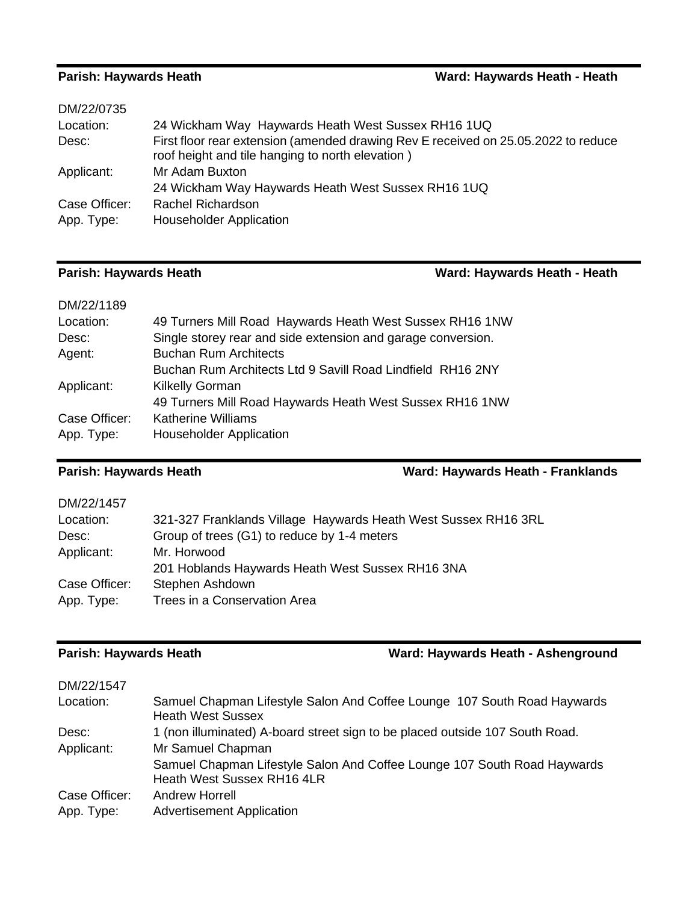**Parish: Haywards Heath** **Ward: Haywards Heath - Heath**

DM/22/0735

| | |
|---|---|
| Location: | 24 Wickham Way Haywards Heath West Sussex RH16 1UQ |
| Desc: | First floor rear extension (amended drawing Rev E received on 25.05.2022 to reduce roof height and tile hanging to north elevation ) |
| Applicant: | Mr Adam Buxton<br>24 Wickham Way Haywards Heath West Sussex RH16 1UQ |
| Case Officer: | Rachel Richardson |
| App. Type: | Householder Application |

**Parish: Haywards Heath** **Ward: Haywards Heath - Heath**

DM/22/1189

| | |
|---|---|
| Location: | 49 Turners Mill Road Haywards Heath West Sussex RH16 1NW |
| Desc: | Single storey rear and side extension and garage conversion. |
| Agent: | Buchan Rum Architects<br>Buchan Rum Architects Ltd 9 Savill Road Lindfield RH16 2NY |
| Applicant: | Kilkelly Gorman<br>49 Turners Mill Road Haywards Heath West Sussex RH16 1NW |
| Case Officer: | Katherine Williams |
| App. Type: | Householder Application |

**Parish: Haywards Heath** **Ward: Haywards Heath - Franklands**

DM/22/1457

| | |
|---|---|
| Location: | 321-327 Franklands Village Haywards Heath West Sussex RH16 3RL |
| Desc: | Group of trees (G1) to reduce by 1-4 meters |
| Applicant: | Mr. Horwood<br>201 Hoblands Haywards Heath West Sussex RH16 3NA |
| Case Officer: | Stephen Ashdown |
| App. Type: | Trees in a Conservation Area |

**Parish: Haywards Heath** **Ward: Haywards Heath - Ashenground**

DM/22/1547

| | |
|---|---|
| Location: | Samuel Chapman Lifestyle Salon And Coffee Lounge 107 South Road Haywards Heath West Sussex |
| Desc: | 1 (non illuminated) A-board street sign to be placed outside 107 South Road. |
| Applicant: | Mr Samuel Chapman<br>Samuel Chapman Lifestyle Salon And Coffee Lounge 107 South Road Haywards Heath West Sussex RH16 4LR |
| Case Officer: | Andrew Horrell |
| App. Type: | Advertisement Application |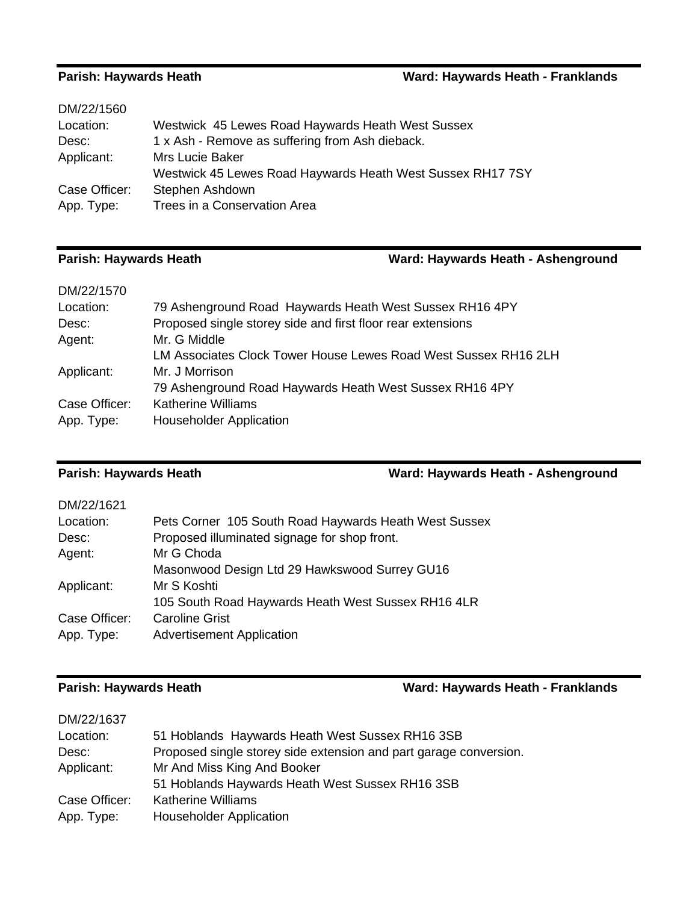**Parish: Haywards Heath** **Ward: Haywards Heath - Franklands**

DM/22/1560

| | |
|---|---|
| Location: | Westwick 45 Lewes Road Haywards Heath West Sussex |
| Desc: | 1 x Ash - Remove as suffering from Ash dieback. |
| Applicant: | Mrs Lucie Baker<br>Westwick 45 Lewes Road Haywards Heath West Sussex RH17 7SY |
| Case Officer: | Stephen Ashdown |
| App. Type: | Trees in a Conservation Area |

---

**Parish: Haywards Heath** **Ward: Haywards Heath - Ashenground**

DM/22/1570

| | |
|---|---|
| Location: | 79 Ashenground Road Haywards Heath West Sussex RH16 4PY |
| Desc: | Proposed single storey side and first floor rear extensions |
| Agent: | Mr. G Middle<br>LM Associates Clock Tower House Lewes Road West Sussex RH16 2LH |
| Applicant: | Mr. J Morrison<br>79 Ashenground Road Haywards Heath West Sussex RH16 4PY |
| Case Officer: | Katherine Williams |
| App. Type: | Householder Application |

---

**Parish: Haywards Heath** **Ward: Haywards Heath - Ashenground**

DM/22/1621

| | |
|---|---|
| Location: | Pets Corner 105 South Road Haywards Heath West Sussex |
| Desc: | Proposed illuminated signage for shop front. |
| Agent: | Mr G Choda<br>Masonwood Design Ltd 29 Hawkswood Surrey GU16 |
| Applicant: | Mr S Koshti<br>105 South Road Haywards Heath West Sussex RH16 4LR |
| Case Officer: | Caroline Grist |
| App. Type: | Advertisement Application |

---

**Parish: Haywards Heath** **Ward: Haywards Heath - Franklands**

DM/22/1637

| | |
|---|---|
| Location: | 51 Hoblands Haywards Heath West Sussex RH16 3SB |
| Desc: | Proposed single storey side extension and part garage conversion. |
| Applicant: | Mr And Miss King And Booker<br>51 Hoblands Haywards Heath West Sussex RH16 3SB |
| Case Officer: | Katherine Williams |
| App. Type: | Householder Application |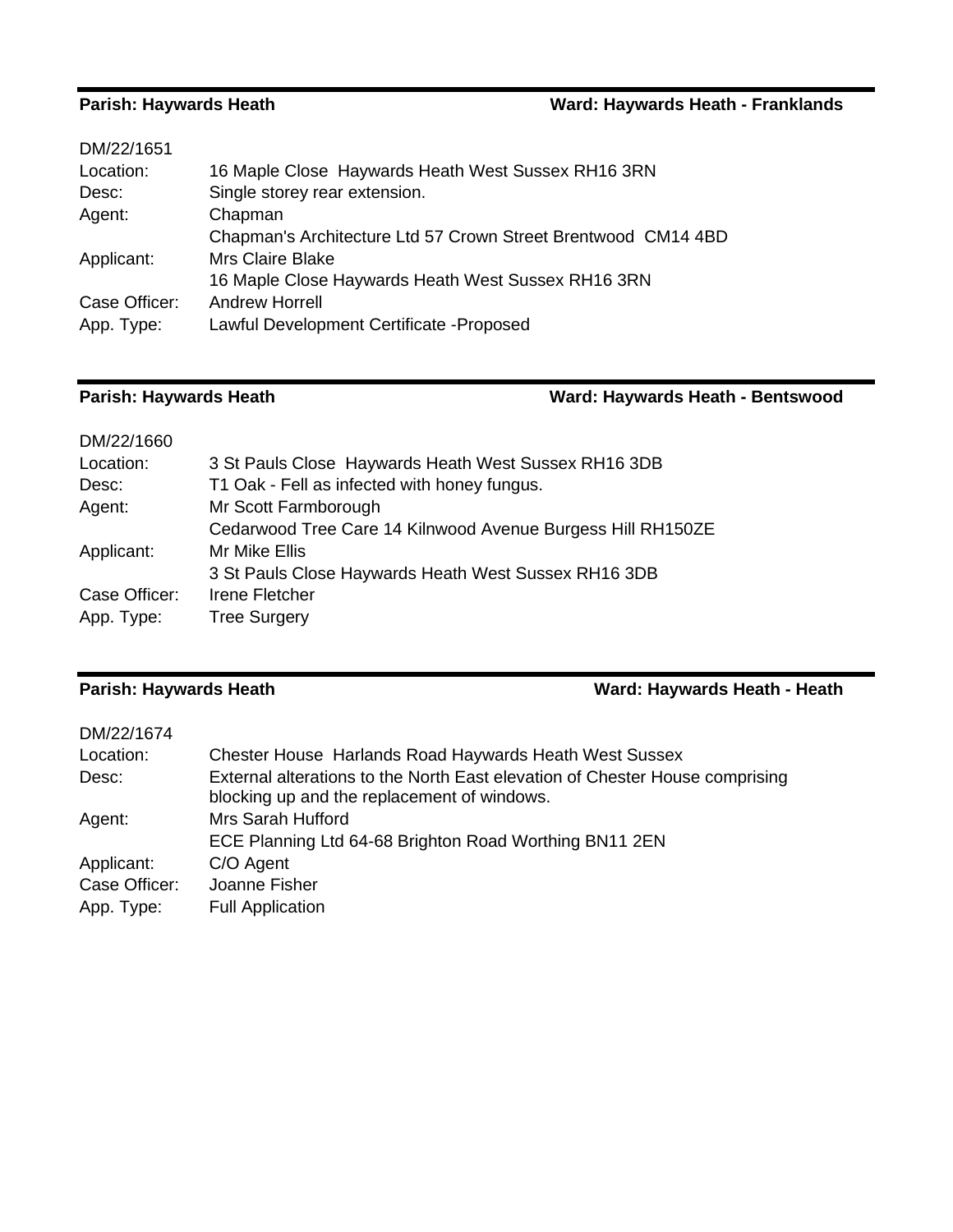**Parish: Haywards Heath** **Ward: Haywards Heath - Franklands**

| | |
|---|---|
| DM/22/1651 | |
| Location: | 16 Maple Close Haywards Heath West Sussex RH16 3RN |
| Desc: | Single storey rear extension. |
| Agent: | Chapman |
| | Chapman's Architecture Ltd 57 Crown Street Brentwood CM14 4BD |
| Applicant: | Mrs Claire Blake |
| | 16 Maple Close Haywards Heath West Sussex RH16 3RN |
| Case Officer: | Andrew Horrell |
| App. Type: | Lawful Development Certificate -Proposed |

**Parish: Haywards Heath** **Ward: Haywards Heath - Bentswood**

| | |
|---|---|
| DM/22/1660 | |
| Location: | 3 St Pauls Close Haywards Heath West Sussex RH16 3DB |
| Desc: | T1 Oak - Fell as infected with honey fungus. |
| Agent: | Mr Scott Farmborough |
| | Cedarwood Tree Care 14 Kilnwood Avenue Burgess Hill RH150ZE |
| Applicant: | Mr Mike Ellis |
| | 3 St Pauls Close Haywards Heath West Sussex RH16 3DB |
| Case Officer: | Irene Fletcher |
| App. Type: | Tree Surgery |

**Parish: Haywards Heath** **Ward: Haywards Heath - Heath**

| | |
|---|---|
| DM/22/1674 | |
| Location: | Chester House Harlands Road Haywards Heath West Sussex |
| Desc: | External alterations to the North East elevation of Chester House comprising blocking up and the replacement of windows. |
| Agent: | Mrs Sarah Hufford |
| | ECE Planning Ltd 64-68 Brighton Road Worthing BN11 2EN |
| Applicant: | C/O Agent |
| Case Officer: | Joanne Fisher |
| App. Type: | Full Application |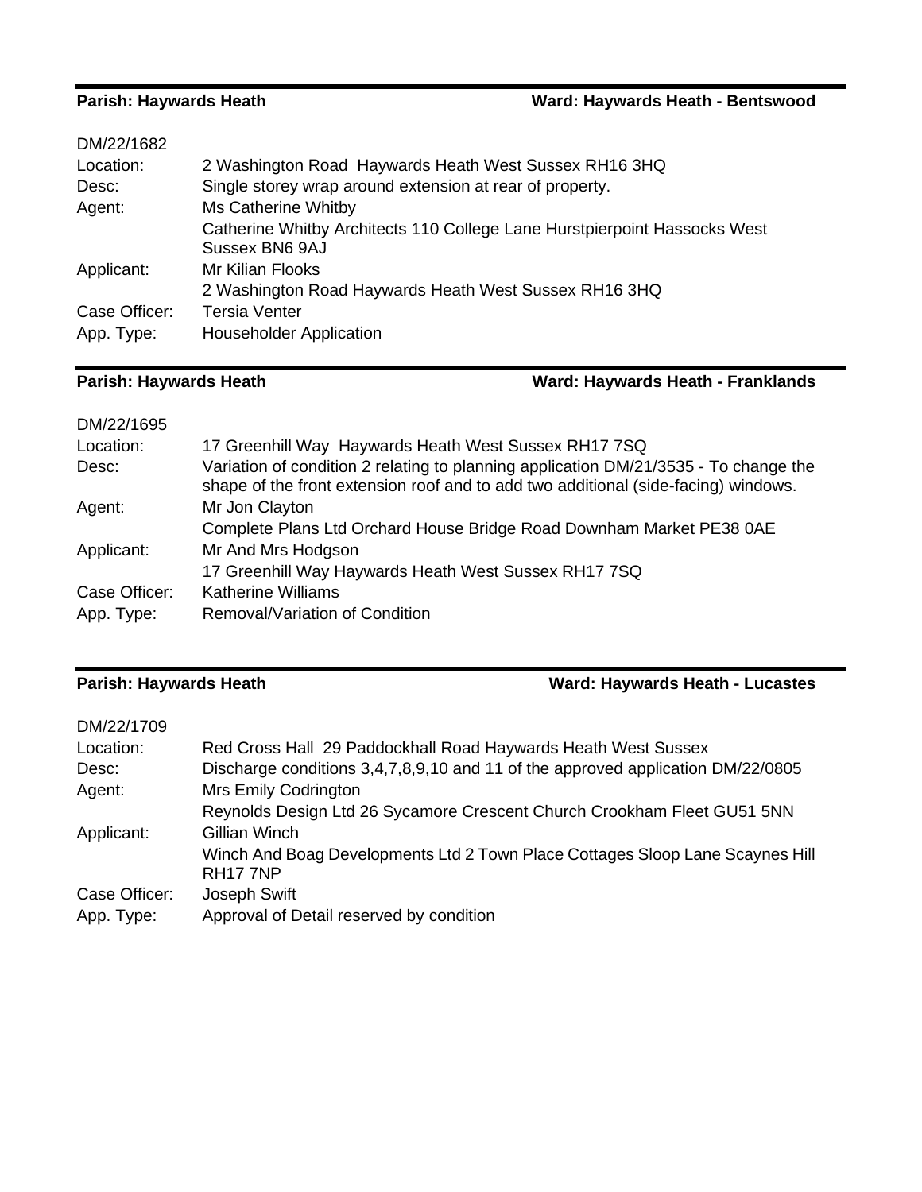**Parish: Haywards Heath** **Ward: Haywards Heath - Bentswood**

| DM/22/1682 | |
|---|---|
| Location: | 2 Washington Road Haywards Heath West Sussex RH16 3HQ |
| Desc: | Single storey wrap around extension at rear of property. |
| Agent: | Ms Catherine Whitby |
| | Catherine Whitby Architects 110 College Lane Hurstpierpoint Hassocks West Sussex BN6 9AJ |
| Applicant: | Mr Kilian Flooks |
| | 2 Washington Road Haywards Heath West Sussex RH16 3HQ |
| Case Officer: | Tersia Venter |
| App. Type: | Householder Application |

**Parish: Haywards Heath** **Ward: Haywards Heath - Franklands**

| DM/22/1695 | |
|---|---|
| Location: | 17 Greenhill Way Haywards Heath West Sussex RH17 7SQ |
| Desc: | Variation of condition 2 relating to planning application DM/21/3535 - To change the shape of the front extension roof and to add two additional (side-facing) windows. |
| Agent: | Mr Jon Clayton |
| | Complete Plans Ltd Orchard House Bridge Road Downham Market PE38 0AE |
| Applicant: | Mr And Mrs Hodgson |
| | 17 Greenhill Way Haywards Heath West Sussex RH17 7SQ |
| Case Officer: | Katherine Williams |
| App. Type: | Removal/Variation of Condition |

**Parish: Haywards Heath** **Ward: Haywards Heath - Lucastes**

| DM/22/1709 | |
|---|---|
| Location: | Red Cross Hall 29 Paddockhall Road Haywards Heath West Sussex |
| Desc: | Discharge conditions 3,4,7,8,9,10 and 11 of the approved application DM/22/0805 |
| Agent: | Mrs Emily Codrington |
| | Reynolds Design Ltd 26 Sycamore Crescent Church Crookham Fleet GU51 5NN |
| Applicant: | Gillian Winch |
| | Winch And Boag Developments Ltd 2 Town Place Cottages Sloop Lane Scaynes Hill RH17 7NP |
| Case Officer: | Joseph Swift |
| App. Type: | Approval of Detail reserved by condition |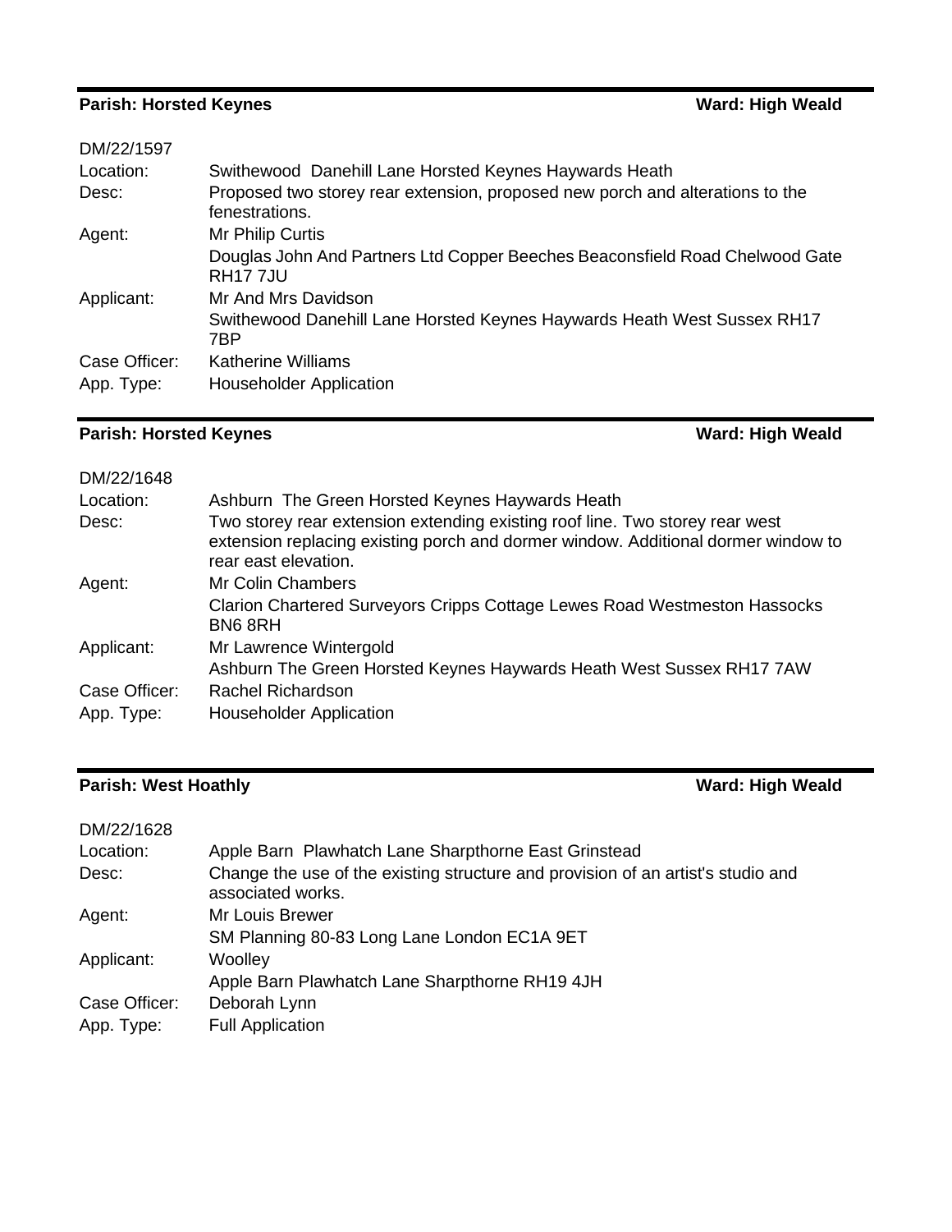**Parish: Horsted Keynes** **Ward: High Weald**

| | |
|---|---|
| DM/22/1597 | |
| Location: | Swithewood Danehill Lane Horsted Keynes Haywards Heath |
| Desc: | Proposed two storey rear extension, proposed new porch and alterations to the fenestrations. |
| Agent: | Mr Philip Curtis |
| | Douglas John And Partners Ltd Copper Beeches Beaconsfield Road Chelwood Gate RH17 7JU |
| Applicant: | Mr And Mrs Davidson |
| | Swithewood Danehill Lane Horsted Keynes Haywards Heath West Sussex RH17 7BP |
| Case Officer: | Katherine Williams |
| App. Type: | Householder Application |

**Parish: Horsted Keynes** **Ward: High Weald**

| | |
|---|---|
| DM/22/1648 | |
| Location: | Ashburn The Green Horsted Keynes Haywards Heath |
| Desc: | Two storey rear extension extending existing roof line. Two storey rear west extension replacing existing porch and dormer window. Additional dormer window to rear east elevation. |
| Agent: | Mr Colin Chambers |
| | Clarion Chartered Surveyors Cripps Cottage Lewes Road Westmeston Hassocks BN6 8RH |
| Applicant: | Mr Lawrence Wintergold |
| | Ashburn The Green Horsted Keynes Haywards Heath West Sussex RH17 7AW |
| Case Officer: | Rachel Richardson |
| App. Type: | Householder Application |

**Parish: West Hoathly** **Ward: High Weald**

| | |
|---|---|
| DM/22/1628 | |
| Location: | Apple Barn Plawhatch Lane Sharpthorne East Grinstead |
| Desc: | Change the use of the existing structure and provision of an artist's studio and associated works. |
| Agent: | Mr Louis Brewer |
| | SM Planning 80-83 Long Lane London EC1A 9ET |
| Applicant: | Woolley |
| | Apple Barn Plawhatch Lane Sharpthorne RH19 4JH |
| Case Officer: | Deborah Lynn |
| App. Type: | Full Application |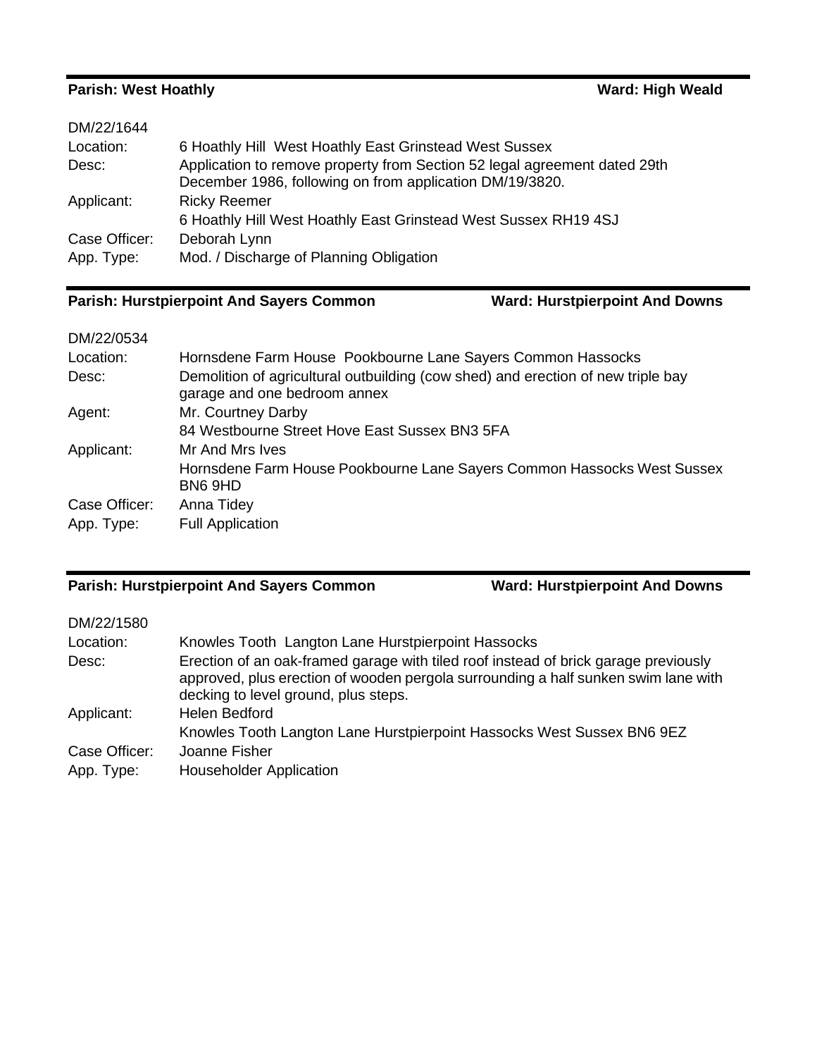**Parish: West Hoathly** **Ward: High Weald**

| | |
|---|---|
| DM/22/1644 | |
| Location: | 6 Hoathly Hill  West Hoathly East Grinstead West Sussex |
| Desc: | Application to remove property from Section 52 legal agreement dated 29th December 1986, following on from application DM/19/3820. |
| Applicant: | Ricky Reemer<br>6 Hoathly Hill West Hoathly East Grinstead West Sussex RH19 4SJ |
| Case Officer: | Deborah Lynn |
| App. Type: | Mod. / Discharge of Planning Obligation |

**Parish: Hurstpierpoint And Sayers Common** **Ward: Hurstpierpoint And Downs**

| | |
|---|---|
| DM/22/0534 | |
| Location: | Hornsdene Farm House  Pookbourne Lane Sayers Common Hassocks |
| Desc: | Demolition of agricultural outbuilding (cow shed) and erection of new triple bay garage and one bedroom annex |
| Agent: | Mr. Courtney Darby<br>84 Westbourne Street Hove East Sussex BN3 5FA |
| Applicant: | Mr And Mrs Ives<br>Hornsdene Farm House Pookbourne Lane Sayers Common Hassocks West Sussex BN6 9HD |
| Case Officer: | Anna Tidey |
| App. Type: | Full Application |

**Parish: Hurstpierpoint And Sayers Common** **Ward: Hurstpierpoint And Downs**

| | |
|---|---|
| DM/22/1580 | |
| Location: | Knowles Tooth  Langton Lane Hurstpierpoint Hassocks |
| Desc: | Erection of an oak-framed garage with tiled roof instead of brick garage previously approved, plus erection of wooden pergola surrounding a half sunken swim lane with decking to level ground, plus steps. |
| Applicant: | Helen Bedford<br>Knowles Tooth Langton Lane Hurstpierpoint Hassocks West Sussex BN6 9EZ |
| Case Officer: | Joanne Fisher |
| App. Type: | Householder Application |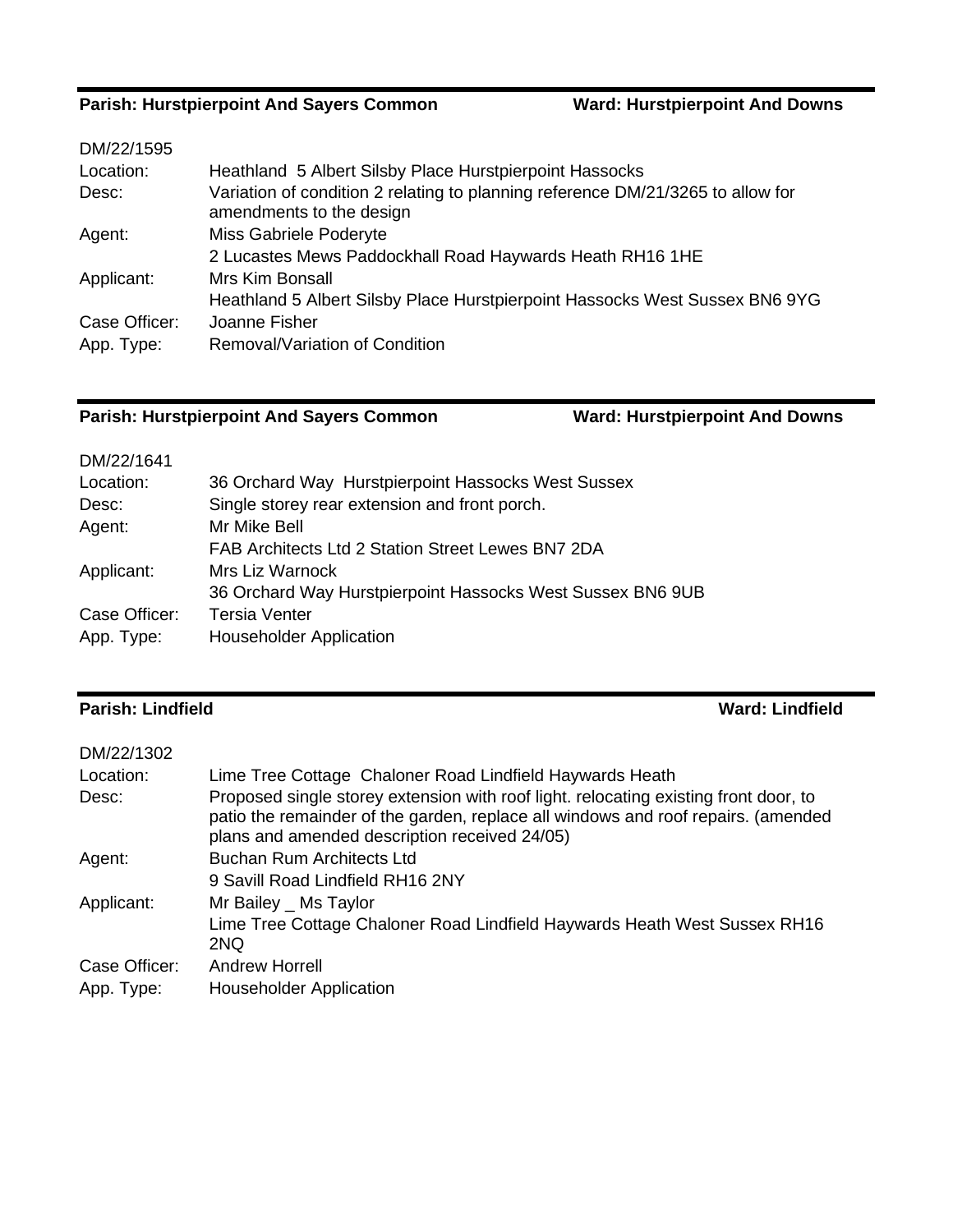**Parish: Hurstpierpoint And Sayers Common** **Ward: Hurstpierpoint And Downs**

| DM/22/1595 | |
|---|---|
| Location: | Heathland 5 Albert Silsby Place Hurstpierpoint Hassocks |
| Desc: | Variation of condition 2 relating to planning reference DM/21/3265 to allow for amendments to the design |
| Agent: | Miss Gabriele Poderyte<br>2 Lucastes Mews Paddockhall Road Haywards Heath RH16 1HE |
| Applicant: | Mrs Kim Bonsall<br>Heathland 5 Albert Silsby Place Hurstpierpoint Hassocks West Sussex BN6 9YG |
| Case Officer: | Joanne Fisher |
| App. Type: | Removal/Variation of Condition |

**Parish: Hurstpierpoint And Sayers Common** **Ward: Hurstpierpoint And Downs**

| DM/22/1641 | |
|---|---|
| Location: | 36 Orchard Way Hurstpierpoint Hassocks West Sussex |
| Desc: | Single storey rear extension and front porch. |
| Agent: | Mr Mike Bell<br>FAB Architects Ltd 2 Station Street Lewes BN7 2DA |
| Applicant: | Mrs Liz Warnock<br>36 Orchard Way Hurstpierpoint Hassocks West Sussex BN6 9UB |
| Case Officer: | Tersia Venter |
| App. Type: | Householder Application |

**Parish: Lindfield** **Ward: Lindfield**

| DM/22/1302 | |
|---|---|
| Location: | Lime Tree Cottage Chaloner Road Lindfield Haywards Heath |
| Desc: | Proposed single storey extension with roof light. relocating existing front door, to patio the remainder of the garden, replace all windows and roof repairs. (amended plans and amended description received 24/05) |
| Agent: | Buchan Rum Architects Ltd<br>9 Savill Road Lindfield RH16 2NY |
| Applicant: | Mr Bailey _ Ms Taylor<br>Lime Tree Cottage Chaloner Road Lindfield Haywards Heath West Sussex RH16 2NQ |
| Case Officer: | Andrew Horrell |
| App. Type: | Householder Application |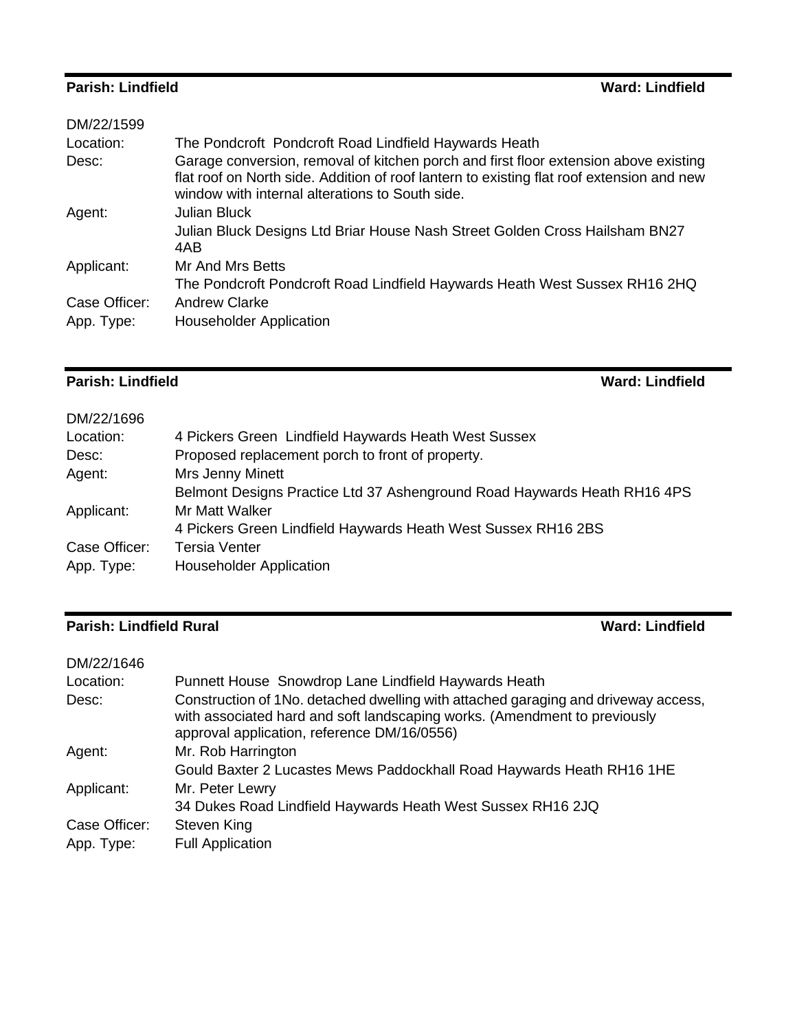**Parish: Lindfield** **Ward: Lindfield**

| | |
|---|---|
| DM/22/1599 | |
| Location: | The Pondcroft Pondcroft Road Lindfield Haywards Heath |
| Desc: | Garage conversion, removal of kitchen porch and first floor extension above existing flat roof on North side. Addition of roof lantern to existing flat roof extension and new window with internal alterations to South side. |
| Agent: | Julian Bluck<br>Julian Bluck Designs Ltd Briar House Nash Street Golden Cross Hailsham BN27 4AB |
| Applicant: | Mr And Mrs Betts<br>The Pondcroft Pondcroft Road Lindfield Haywards Heath West Sussex RH16 2HQ |
| Case Officer: | Andrew Clarke |
| App. Type: | Householder Application |

**Parish: Lindfield** **Ward: Lindfield**

| | |
|---|---|
| DM/22/1696 | |
| Location: | 4 Pickers Green Lindfield Haywards Heath West Sussex |
| Desc: | Proposed replacement porch to front of property. |
| Agent: | Mrs Jenny Minett<br>Belmont Designs Practice Ltd 37 Ashenground Road Haywards Heath RH16 4PS |
| Applicant: | Mr Matt Walker<br>4 Pickers Green Lindfield Haywards Heath West Sussex RH16 2BS |
| Case Officer: | Tersia Venter |
| App. Type: | Householder Application |

**Parish: Lindfield Rural** **Ward: Lindfield**

| | |
|---|---|
| DM/22/1646 | |
| Location: | Punnett House Snowdrop Lane Lindfield Haywards Heath |
| Desc: | Construction of 1No. detached dwelling with attached garaging and driveway access, with associated hard and soft landscaping works. (Amendment to previously approval application, reference DM/16/0556) |
| Agent: | Mr. Rob Harrington<br>Gould Baxter 2 Lucastes Mews Paddockhall Road Haywards Heath RH16 1HE |
| Applicant: | Mr. Peter Lewry<br>34 Dukes Road Lindfield Haywards Heath West Sussex RH16 2JQ |
| Case Officer: | Steven King |
| App. Type: | Full Application |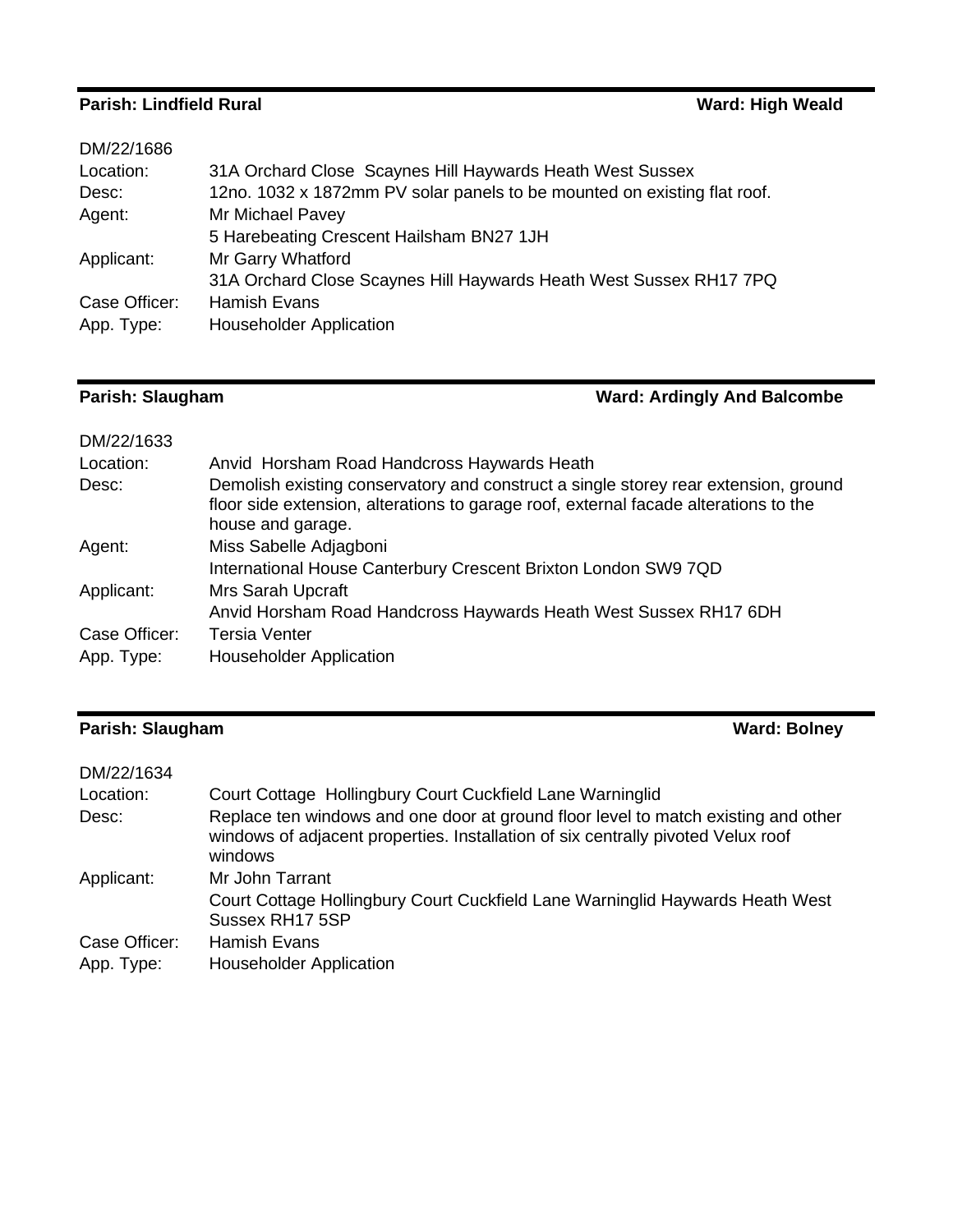**Parish: Lindfield Rural** **Ward: High Weald**

| | |
|---|---|
| DM/22/1686 | |
| Location: | 31A Orchard Close  Scaynes Hill Haywards Heath West Sussex |
| Desc: | 12no. 1032 x 1872mm PV solar panels to be mounted on existing flat roof. |
| Agent: | Mr Michael Pavey<br>5 Harebeating Crescent Hailsham BN27 1JH |
| Applicant: | Mr Garry Whatford<br>31A Orchard Close Scaynes Hill Haywards Heath West Sussex RH17 7PQ |
| Case Officer: | Hamish Evans |
| App. Type: | Householder Application |

**Parish: Slaugham** **Ward: Ardingly And Balcombe**

| | |
|---|---|
| DM/22/1633 | |
| Location: | Anvid  Horsham Road Handcross Haywards Heath |
| Desc: | Demolish existing conservatory and construct a single storey rear extension, ground floor side extension, alterations to garage roof, external facade alterations to the house and garage. |
| Agent: | Miss Sabelle Adjagboni<br>International House Canterbury Crescent Brixton London SW9 7QD |
| Applicant: | Mrs Sarah Upcraft<br>Anvid Horsham Road Handcross Haywards Heath West Sussex RH17 6DH |
| Case Officer: | Tersia Venter |
| App. Type: | Householder Application |

**Parish: Slaugham** **Ward: Bolney**

| | |
|---|---|
| DM/22/1634 | |
| Location: | Court Cottage  Hollingbury Court Cuckfield Lane Warninglid |
| Desc: | Replace ten windows and one door at ground floor level to match existing and other windows of adjacent properties. Installation of six centrally pivoted Velux roof windows |
| Applicant: | Mr John Tarrant<br>Court Cottage Hollingbury Court Cuckfield Lane Warninglid Haywards Heath West Sussex RH17 5SP |
| Case Officer: | Hamish Evans |
| App. Type: | Householder Application |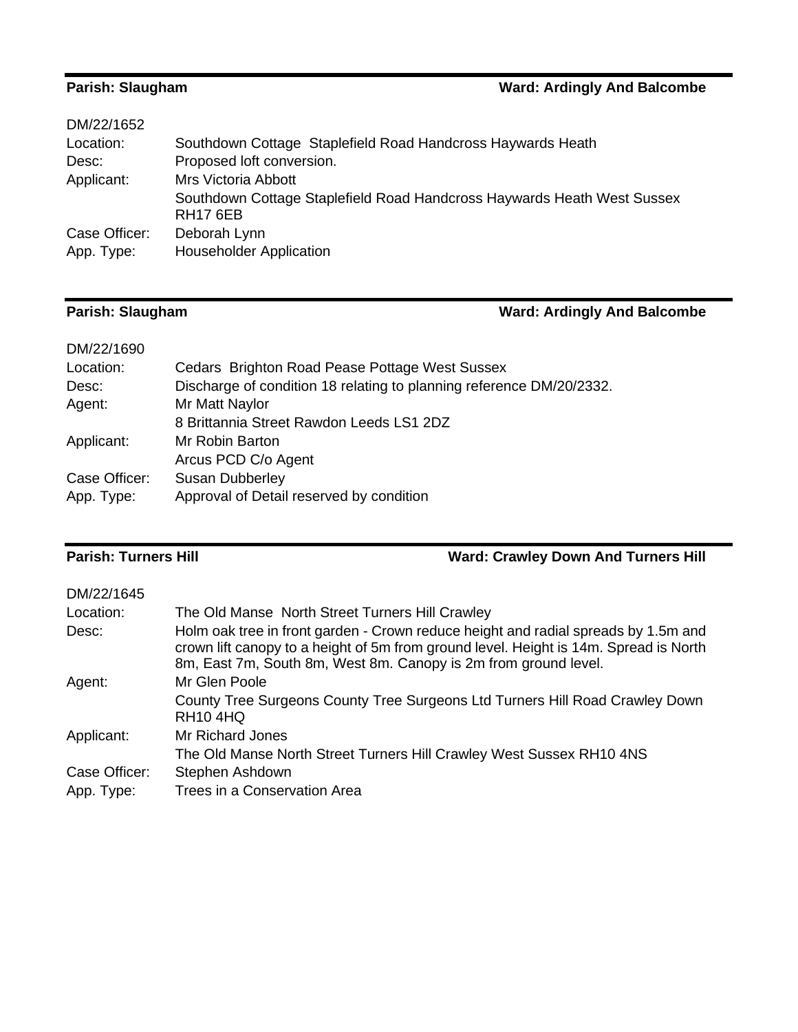**Parish: Slaugham** **Ward: Ardingly And Balcombe**

DM/22/1652

| | |
|---|---|
| Location: | Southdown Cottage Staplefield Road Handcross Haywards Heath |
| Desc: | Proposed loft conversion. |
| Applicant: | Mrs Victoria Abbott |
| | Southdown Cottage Staplefield Road Handcross Haywards Heath West Sussex RH17 6EB |
| Case Officer: | Deborah Lynn |
| App. Type: | Householder Application |

**Parish: Slaugham** **Ward: Ardingly And Balcombe**

DM/22/1690

| | |
|---|---|
| Location: | Cedars Brighton Road Pease Pottage West Sussex |
| Desc: | Discharge of condition 18 relating to planning reference DM/20/2332. |
| Agent: | Mr Matt Naylor |
| | 8 Brittannia Street Rawdon Leeds LS1 2DZ |
| Applicant: | Mr Robin Barton |
| | Arcus PCD C/o Agent |
| Case Officer: | Susan Dubberley |
| App. Type: | Approval of Detail reserved by condition |

**Parish: Turners Hill** **Ward: Crawley Down And Turners Hill**

DM/22/1645

| | |
|---|---|
| Location: | The Old Manse North Street Turners Hill Crawley |
| Desc: | Holm oak tree in front garden - Crown reduce height and radial spreads by 1.5m and crown lift canopy to a height of 5m from ground level. Height is 14m. Spread is North 8m, East 7m, South 8m, West 8m. Canopy is 2m from ground level. |
| Agent: | Mr Glen Poole |
| | County Tree Surgeons County Tree Surgeons Ltd Turners Hill Road Crawley Down RH10 4HQ |
| Applicant: | Mr Richard Jones |
| | The Old Manse North Street Turners Hill Crawley West Sussex RH10 4NS |
| Case Officer: | Stephen Ashdown |
| App. Type: | Trees in a Conservation Area |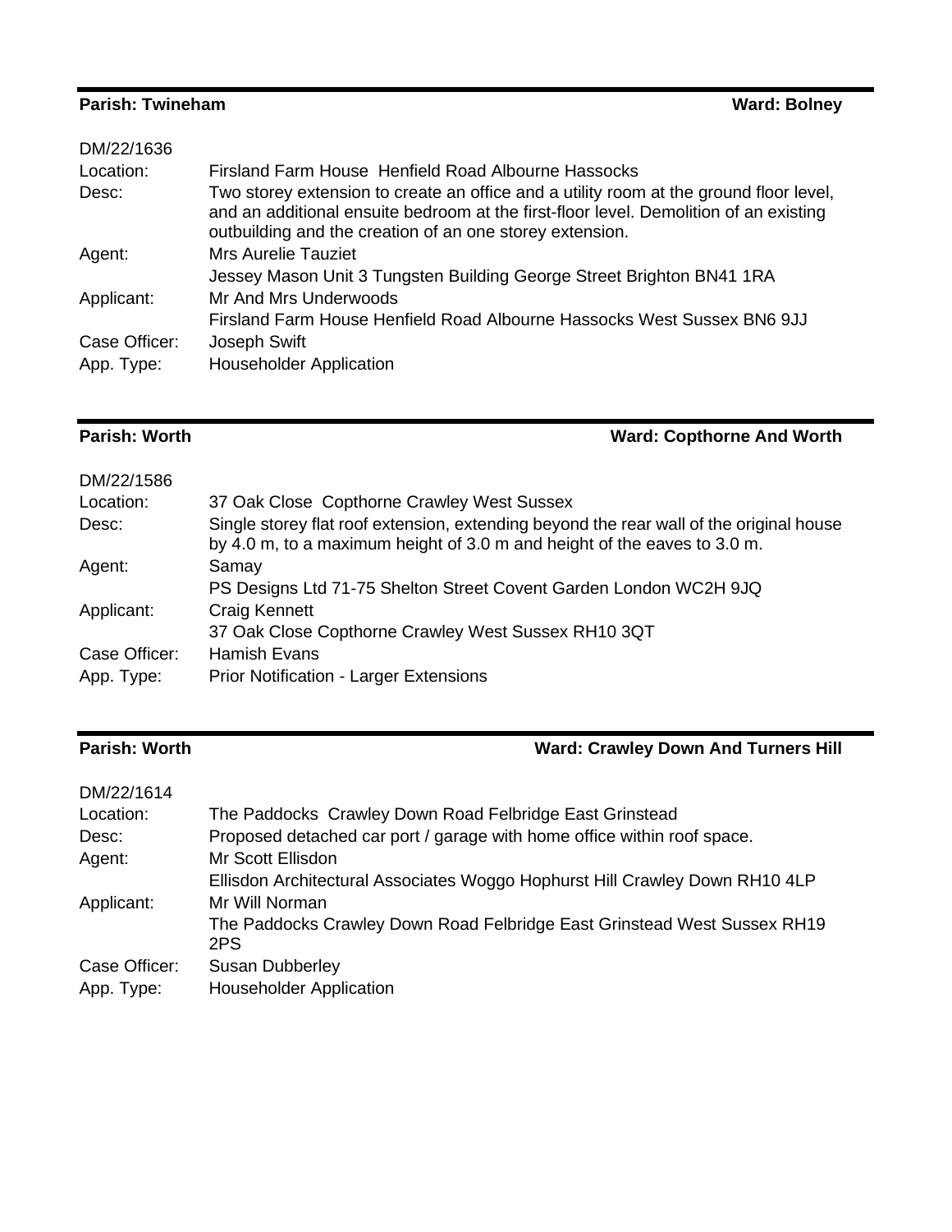**Parish: Twineham** **Ward: Bolney**

| | |
|---|---|
| DM/22/1636 | |
| Location: | Firsland Farm House Henfield Road Albourne Hassocks |
| Desc: | Two storey extension to create an office and a utility room at the ground floor level, and an additional ensuite bedroom at the first-floor level. Demolition of an existing outbuilding and the creation of an one storey extension. |
| Agent: | Mrs Aurelie Tauziet<br>Jessey Mason Unit 3 Tungsten Building George Street Brighton BN41 1RA |
| Applicant: | Mr And Mrs Underwoods<br>Firsland Farm House Henfield Road Albourne Hassocks West Sussex BN6 9JJ |
| Case Officer: | Joseph Swift |
| App. Type: | Householder Application |

**Parish: Worth** **Ward: Copthorne And Worth**

| | |
|---|---|
| DM/22/1586 | |
| Location: | 37 Oak Close Copthorne Crawley West Sussex |
| Desc: | Single storey flat roof extension, extending beyond the rear wall of the original house by 4.0 m, to a maximum height of 3.0 m and height of the eaves to 3.0 m. |
| Agent: | Samay<br>PS Designs Ltd 71-75 Shelton Street Covent Garden London WC2H 9JQ |
| Applicant: | Craig Kennett<br>37 Oak Close Copthorne Crawley West Sussex RH10 3QT |
| Case Officer: | Hamish Evans |
| App. Type: | Prior Notification - Larger Extensions |

**Parish: Worth** **Ward: Crawley Down And Turners Hill**

| | |
|---|---|
| DM/22/1614 | |
| Location: | The Paddocks Crawley Down Road Felbridge East Grinstead |
| Desc: | Proposed detached car port / garage with home office within roof space. |
| Agent: | Mr Scott Ellisdon<br>Ellisdon Architectural Associates Woggo Hophurst Hill Crawley Down RH10 4LP |
| Applicant: | Mr Will Norman<br>The Paddocks Crawley Down Road Felbridge East Grinstead West Sussex RH19 2PS |
| Case Officer: | Susan Dubberley |
| App. Type: | Householder Application |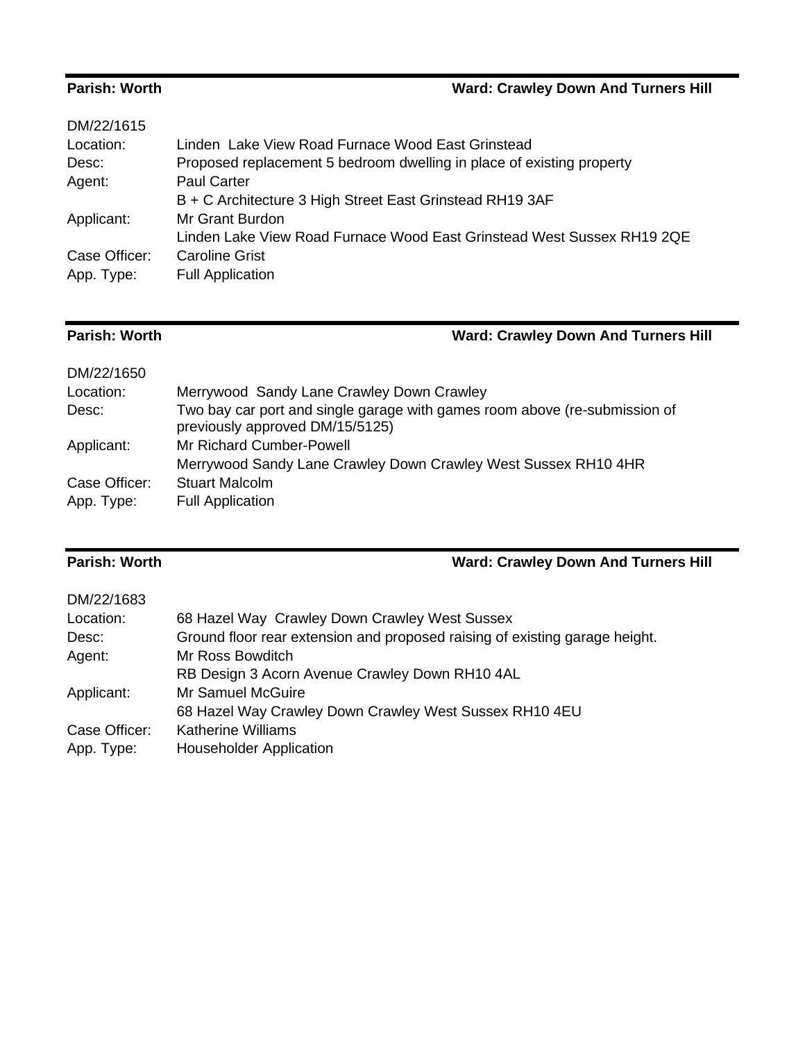**Parish: Worth** **Ward: Crawley Down And Turners Hill**

DM/22/1615

| | |
|---|---|
| Location: | Linden Lake View Road Furnace Wood East Grinstead |
| Desc: | Proposed replacement 5 bedroom dwelling in place of existing property |
| Agent: | Paul Carter |
| | B + C Architecture 3 High Street East Grinstead RH19 3AF |
| Applicant: | Mr Grant Burdon |
| | Linden Lake View Road Furnace Wood East Grinstead West Sussex RH19 2QE |
| Case Officer: | Caroline Grist |
| App. Type: | Full Application |

**Parish: Worth** **Ward: Crawley Down And Turners Hill**

DM/22/1650

| | |
|---|---|
| Location: | Merrywood Sandy Lane Crawley Down Crawley |
| Desc: | Two bay car port and single garage with games room above (re-submission of previously approved DM/15/5125) |
| Applicant: | Mr Richard Cumber-Powell |
| | Merrywood Sandy Lane Crawley Down Crawley West Sussex RH10 4HR |
| Case Officer: | Stuart Malcolm |
| App. Type: | Full Application |

**Parish: Worth** **Ward: Crawley Down And Turners Hill**

DM/22/1683

| | |
|---|---|
| Location: | 68 Hazel Way Crawley Down Crawley West Sussex |
| Desc: | Ground floor rear extension and proposed raising of existing garage height. |
| Agent: | Mr Ross Bowditch |
| | RB Design 3 Acorn Avenue Crawley Down RH10 4AL |
| Applicant: | Mr Samuel McGuire |
| | 68 Hazel Way Crawley Down Crawley West Sussex RH10 4EU |
| Case Officer: | Katherine Williams |
| App. Type: | Householder Application |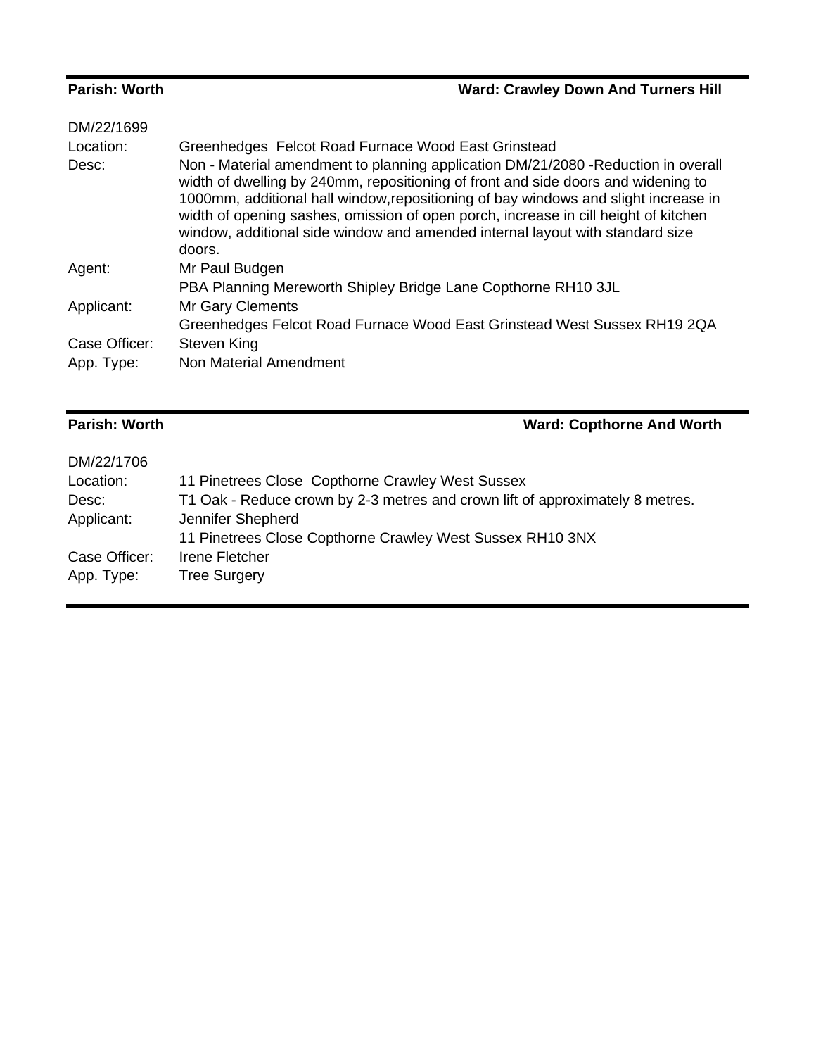**Parish: Worth** **Ward: Crawley Down And Turners Hill**

DM/22/1699

| | |
|---|---|
| Location: | Greenhedges Felcot Road Furnace Wood East Grinstead |
| Desc: | Non - Material amendment to planning application DM/21/2080 -Reduction in overall width of dwelling by 240mm, repositioning of front and side doors and widening to 1000mm, additional hall window,repositioning of bay windows and slight increase in width of opening sashes, omission of open porch, increase in cill height of kitchen window, additional side window and amended internal layout with standard size doors. |
| Agent: | Mr Paul Budgen<br>PBA Planning Mereworth Shipley Bridge Lane Copthorne RH10 3JL |
| Applicant: | Mr Gary Clements<br>Greenhedges Felcot Road Furnace Wood East Grinstead West Sussex RH19 2QA |
| Case Officer: | Steven King |
| App. Type: | Non Material Amendment |

**Parish: Worth** **Ward: Copthorne And Worth**

DM/22/1706

| | |
|---|---|
| Location: | 11 Pinetrees Close Copthorne Crawley West Sussex |
| Desc: | T1 Oak - Reduce crown by 2-3 metres and crown lift of approximately 8 metres. |
| Applicant: | Jennifer Shepherd<br>11 Pinetrees Close Copthorne Crawley West Sussex RH10 3NX |
| Case Officer: | Irene Fletcher |
| App. Type: | Tree Surgery |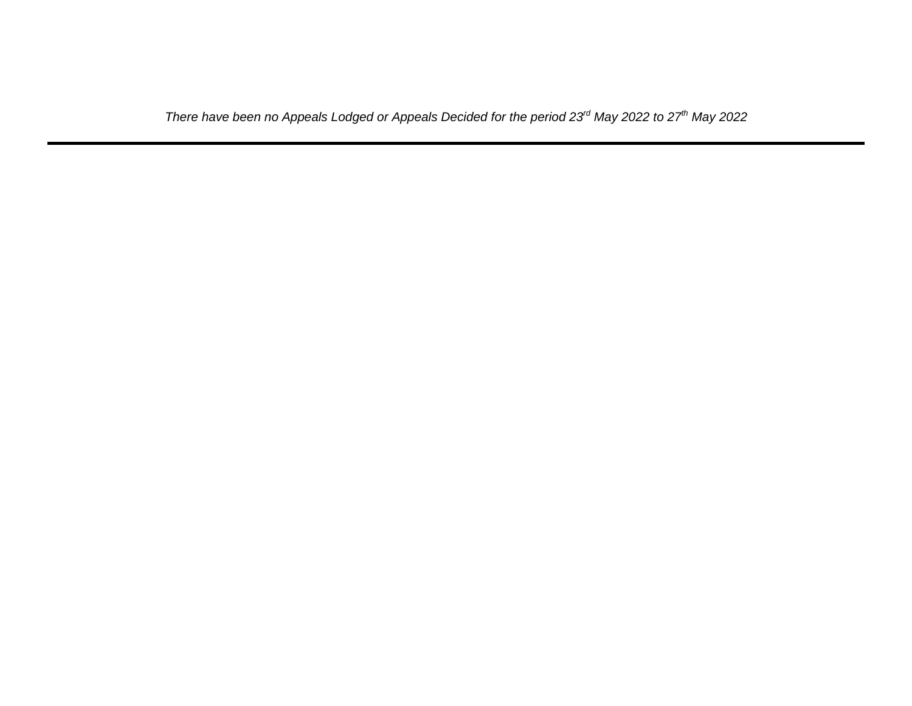*There have been no Appeals Lodged or Appeals Decided for the period 23rd May 2022 to 27th May 2022*

---